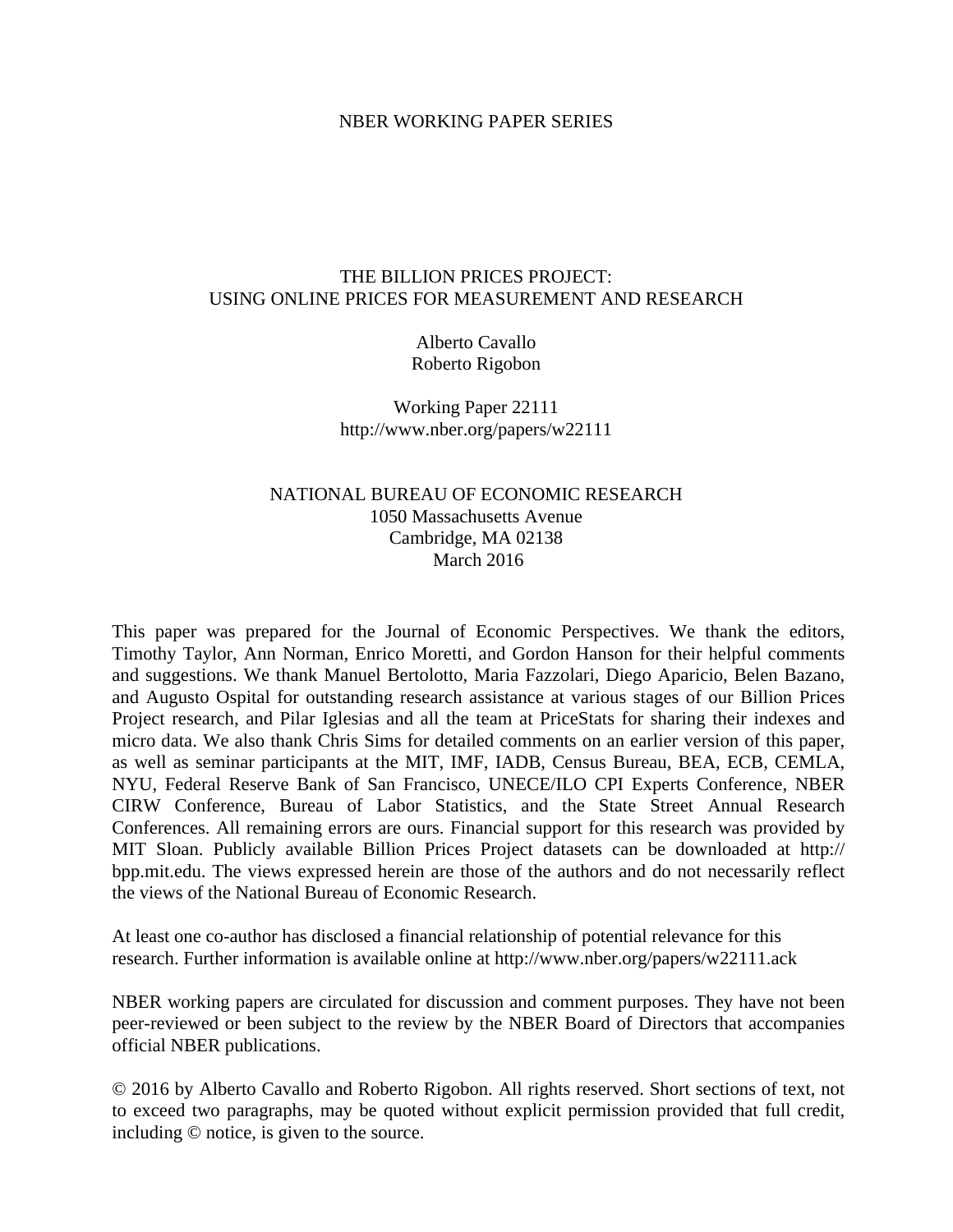NBER WORKING PAPER SERIES

# THE BILLION PRICES PROJECT:
# USING ONLINE PRICES FOR MEASUREMENT AND RESEARCH

Alberto Cavallo
Roberto Rigobon

Working Paper 22111
http://www.nber.org/papers/w22111

NATIONAL BUREAU OF ECONOMIC RESEARCH
1050 Massachusetts Avenue
Cambridge, MA 02138
March 2016

This paper was prepared for the Journal of Economic Perspectives. We thank the editors, Timothy Taylor, Ann Norman, Enrico Moretti, and Gordon Hanson for their helpful comments and suggestions. We thank Manuel Bertolotto, Maria Fazzolari, Diego Aparicio, Belen Bazano, and Augusto Ospital for outstanding research assistance at various stages of our Billion Prices Project research, and Pilar Iglesias and all the team at PriceStats for sharing their indexes and micro data. We also thank Chris Sims for detailed comments on an earlier version of this paper, as well as seminar participants at the MIT, IMF, IADB, Census Bureau, BEA, ECB, CEMLA, NYU, Federal Reserve Bank of San Francisco, UNECE/ILO CPI Experts Conference, NBER CIRW Conference, Bureau of Labor Statistics, and the State Street Annual Research Conferences. All remaining errors are ours. Financial support for this research was provided by MIT Sloan. Publicly available Billion Prices Project datasets can be downloaded at http://bpp.mit.edu. The views expressed herein are those of the authors and do not necessarily reflect the views of the National Bureau of Economic Research.

At least one co-author has disclosed a financial relationship of potential relevance for this research. Further information is available online at http://www.nber.org/papers/w22111.ack

NBER working papers are circulated for discussion and comment purposes. They have not been peer-reviewed or been subject to the review by the NBER Board of Directors that accompanies official NBER publications.

© 2016 by Alberto Cavallo and Roberto Rigobon. All rights reserved. Short sections of text, not to exceed two paragraphs, may be quoted without explicit permission provided that full credit, including © notice, is given to the source.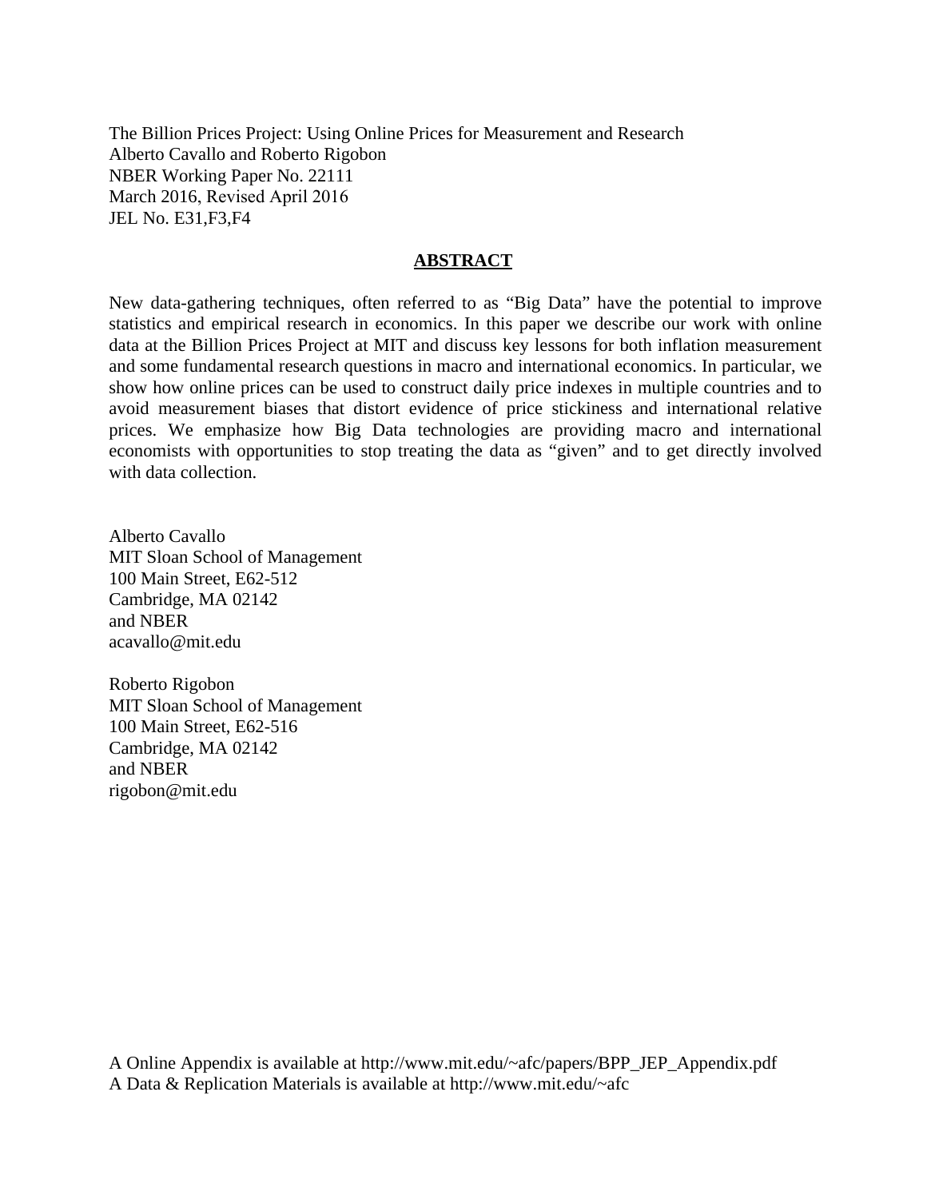The Billion Prices Project: Using Online Prices for Measurement and Research
Alberto Cavallo and Roberto Rigobon
NBER Working Paper No. 22111
March 2016, Revised April 2016
JEL No. E31,F3,F4

## ABSTRACT

New data-gathering techniques, often referred to as "Big Data" have the potential to improve statistics and empirical research in economics. In this paper we describe our work with online data at the Billion Prices Project at MIT and discuss key lessons for both inflation measurement and some fundamental research questions in macro and international economics. In particular, we show how online prices can be used to construct daily price indexes in multiple countries and to avoid measurement biases that distort evidence of price stickiness and international relative prices. We emphasize how Big Data technologies are providing macro and international economists with opportunities to stop treating the data as "given" and to get directly involved with data collection.

Alberto Cavallo
MIT Sloan School of Management
100 Main Street, E62-512
Cambridge, MA 02142
and NBER
acavallo@mit.edu

Roberto Rigobon
MIT Sloan School of Management
100 Main Street, E62-516
Cambridge, MA 02142
and NBER
rigobon@mit.edu

A Online Appendix is available at http://www.mit.edu/~afc/papers/BPP_JEP_Appendix.pdf
A Data & Replication Materials is available at http://www.mit.edu/~afc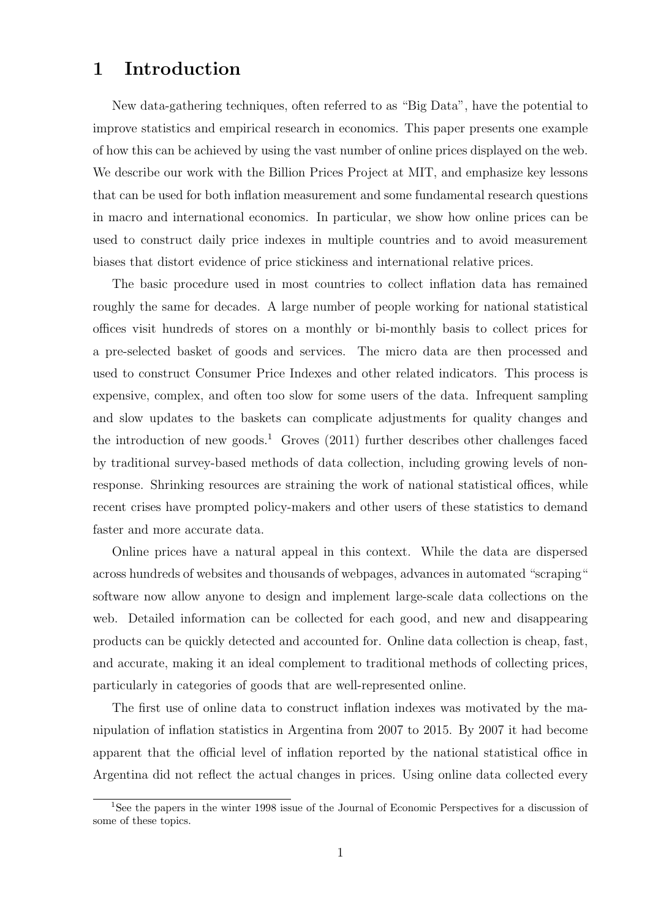# 1 Introduction

New data-gathering techniques, often referred to as "Big Data", have the potential to improve statistics and empirical research in economics. This paper presents one example of how this can be achieved by using the vast number of online prices displayed on the web. We describe our work with the Billion Prices Project at MIT, and emphasize key lessons that can be used for both inflation measurement and some fundamental research questions in macro and international economics. In particular, we show how online prices can be used to construct daily price indexes in multiple countries and to avoid measurement biases that distort evidence of price stickiness and international relative prices.

The basic procedure used in most countries to collect inflation data has remained roughly the same for decades. A large number of people working for national statistical offices visit hundreds of stores on a monthly or bi-monthly basis to collect prices for a pre-selected basket of goods and services. The micro data are then processed and used to construct Consumer Price Indexes and other related indicators. This process is expensive, complex, and often too slow for some users of the data. Infrequent sampling and slow updates to the baskets can complicate adjustments for quality changes and the introduction of new goods.[1] Groves (2011) further describes other challenges faced by traditional survey-based methods of data collection, including growing levels of non-response. Shrinking resources are straining the work of national statistical offices, while recent crises have prompted policy-makers and other users of these statistics to demand faster and more accurate data.

Online prices have a natural appeal in this context. While the data are dispersed across hundreds of websites and thousands of webpages, advances in automated "scraping" software now allow anyone to design and implement large-scale data collections on the web. Detailed information can be collected for each good, and new and disappearing products can be quickly detected and accounted for. Online data collection is cheap, fast, and accurate, making it an ideal complement to traditional methods of collecting prices, particularly in categories of goods that are well-represented online.

The first use of online data to construct inflation indexes was motivated by the manipulation of inflation statistics in Argentina from 2007 to 2015. By 2007 it had become apparent that the official level of inflation reported by the national statistical office in Argentina did not reflect the actual changes in prices. Using online data collected every

[1] See the papers in the winter 1998 issue of the Journal of Economic Perspectives for a discussion of some of these topics.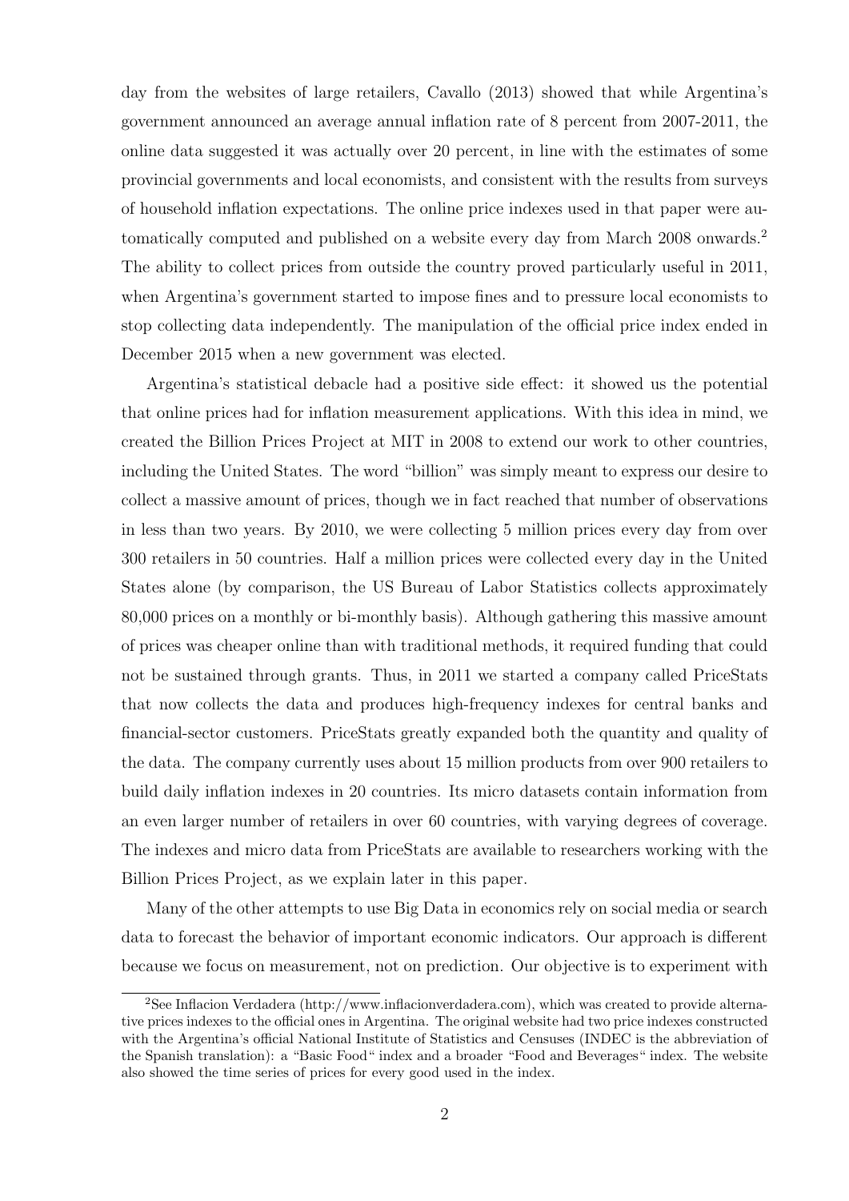day from the websites of large retailers, Cavallo (2013) showed that while Argentina's government announced an average annual inflation rate of 8 percent from 2007-2011, the online data suggested it was actually over 20 percent, in line with the estimates of some provincial governments and local economists, and consistent with the results from surveys of household inflation expectations. The online price indexes used in that paper were automatically computed and published on a website every day from March 2008 onwards.[2] The ability to collect prices from outside the country proved particularly useful in 2011, when Argentina's government started to impose fines and to pressure local economists to stop collecting data independently. The manipulation of the official price index ended in December 2015 when a new government was elected.

Argentina's statistical debacle had a positive side effect: it showed us the potential that online prices had for inflation measurement applications. With this idea in mind, we created the Billion Prices Project at MIT in 2008 to extend our work to other countries, including the United States. The word "billion" was simply meant to express our desire to collect a massive amount of prices, though we in fact reached that number of observations in less than two years. By 2010, we were collecting 5 million prices every day from over 300 retailers in 50 countries. Half a million prices were collected every day in the United States alone (by comparison, the US Bureau of Labor Statistics collects approximately 80,000 prices on a monthly or bi-monthly basis). Although gathering this massive amount of prices was cheaper online than with traditional methods, it required funding that could not be sustained through grants. Thus, in 2011 we started a company called PriceStats that now collects the data and produces high-frequency indexes for central banks and financial-sector customers. PriceStats greatly expanded both the quantity and quality of the data. The company currently uses about 15 million products from over 900 retailers to build daily inflation indexes in 20 countries. Its micro datasets contain information from an even larger number of retailers in over 60 countries, with varying degrees of coverage. The indexes and micro data from PriceStats are available to researchers working with the Billion Prices Project, as we explain later in this paper.

Many of the other attempts to use Big Data in economics rely on social media or search data to forecast the behavior of important economic indicators. Our approach is different because we focus on measurement, not on prediction. Our objective is to experiment with

[2] See Inflacion Verdadera (http://www.inflacionverdadera.com), which was created to provide alternative prices indexes to the official ones in Argentina. The original website had two price indexes constructed with the Argentina's official National Institute of Statistics and Censuses (INDEC is the abbreviation of the Spanish translation): a "Basic Food" index and a broader "Food and Beverages" index. The website also showed the time series of prices for every good used in the index.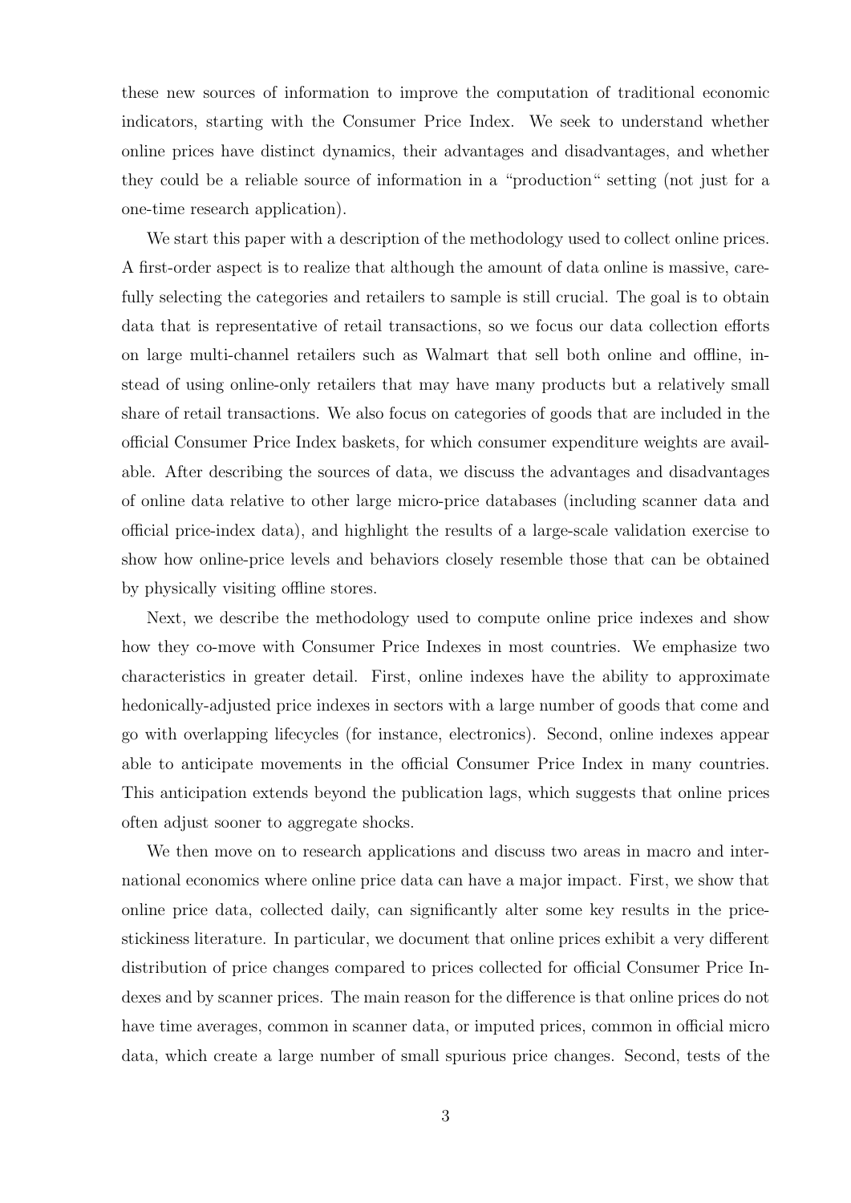these new sources of information to improve the computation of traditional economic indicators, starting with the Consumer Price Index. We seek to understand whether online prices have distinct dynamics, their advantages and disadvantages, and whether they could be a reliable source of information in a "production" setting (not just for a one-time research application).

We start this paper with a description of the methodology used to collect online prices. A first-order aspect is to realize that although the amount of data online is massive, carefully selecting the categories and retailers to sample is still crucial. The goal is to obtain data that is representative of retail transactions, so we focus our data collection efforts on large multi-channel retailers such as Walmart that sell both online and offline, instead of using online-only retailers that may have many products but a relatively small share of retail transactions. We also focus on categories of goods that are included in the official Consumer Price Index baskets, for which consumer expenditure weights are available. After describing the sources of data, we discuss the advantages and disadvantages of online data relative to other large micro-price databases (including scanner data and official price-index data), and highlight the results of a large-scale validation exercise to show how online-price levels and behaviors closely resemble those that can be obtained by physically visiting offline stores.

Next, we describe the methodology used to compute online price indexes and show how they co-move with Consumer Price Indexes in most countries. We emphasize two characteristics in greater detail. First, online indexes have the ability to approximate hedonically-adjusted price indexes in sectors with a large number of goods that come and go with overlapping lifecycles (for instance, electronics). Second, online indexes appear able to anticipate movements in the official Consumer Price Index in many countries. This anticipation extends beyond the publication lags, which suggests that online prices often adjust sooner to aggregate shocks.

We then move on to research applications and discuss two areas in macro and international economics where online price data can have a major impact. First, we show that online price data, collected daily, can significantly alter some key results in the price-stickiness literature. In particular, we document that online prices exhibit a very different distribution of price changes compared to prices collected for official Consumer Price Indexes and by scanner prices. The main reason for the difference is that online prices do not have time averages, common in scanner data, or imputed prices, common in official micro data, which create a large number of small spurious price changes. Second, tests of the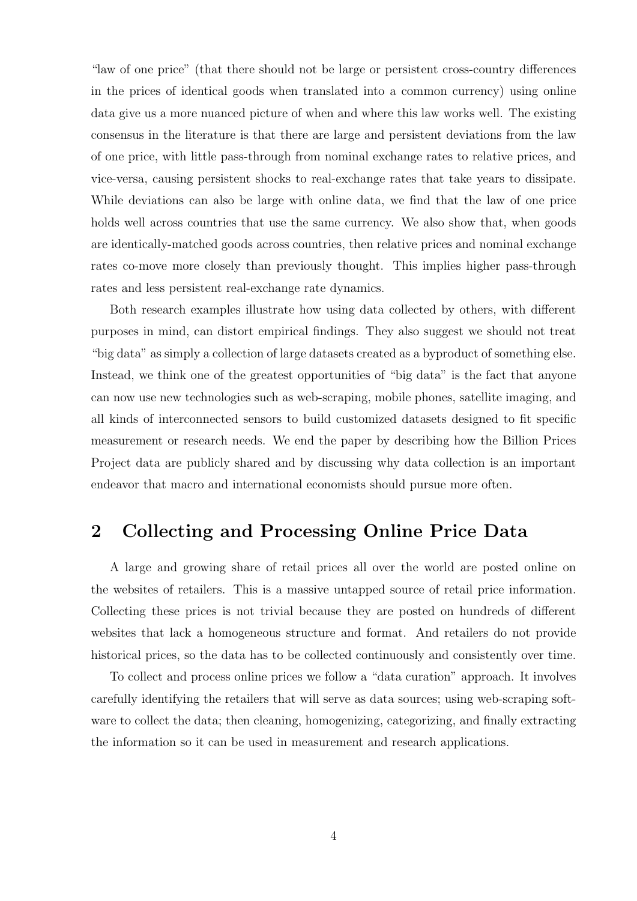"law of one price" (that there should not be large or persistent cross-country differences in the prices of identical goods when translated into a common currency) using online data give us a more nuanced picture of when and where this law works well. The existing consensus in the literature is that there are large and persistent deviations from the law of one price, with little pass-through from nominal exchange rates to relative prices, and vice-versa, causing persistent shocks to real-exchange rates that take years to dissipate. While deviations can also be large with online data, we find that the law of one price holds well across countries that use the same currency. We also show that, when goods are identically-matched goods across countries, then relative prices and nominal exchange rates co-move more closely than previously thought. This implies higher pass-through rates and less persistent real-exchange rate dynamics.

Both research examples illustrate how using data collected by others, with different purposes in mind, can distort empirical findings. They also suggest we should not treat "big data" as simply a collection of large datasets created as a byproduct of something else. Instead, we think one of the greatest opportunities of "big data" is the fact that anyone can now use new technologies such as web-scraping, mobile phones, satellite imaging, and all kinds of interconnected sensors to build customized datasets designed to fit specific measurement or research needs. We end the paper by describing how the Billion Prices Project data are publicly shared and by discussing why data collection is an important endeavor that macro and international economists should pursue more often.

## 2 Collecting and Processing Online Price Data

A large and growing share of retail prices all over the world are posted online on the websites of retailers. This is a massive untapped source of retail price information. Collecting these prices is not trivial because they are posted on hundreds of different websites that lack a homogeneous structure and format. And retailers do not provide historical prices, so the data has to be collected continuously and consistently over time.

To collect and process online prices we follow a "data curation" approach. It involves carefully identifying the retailers that will serve as data sources; using web-scraping software to collect the data; then cleaning, homogenizing, categorizing, and finally extracting the information so it can be used in measurement and research applications.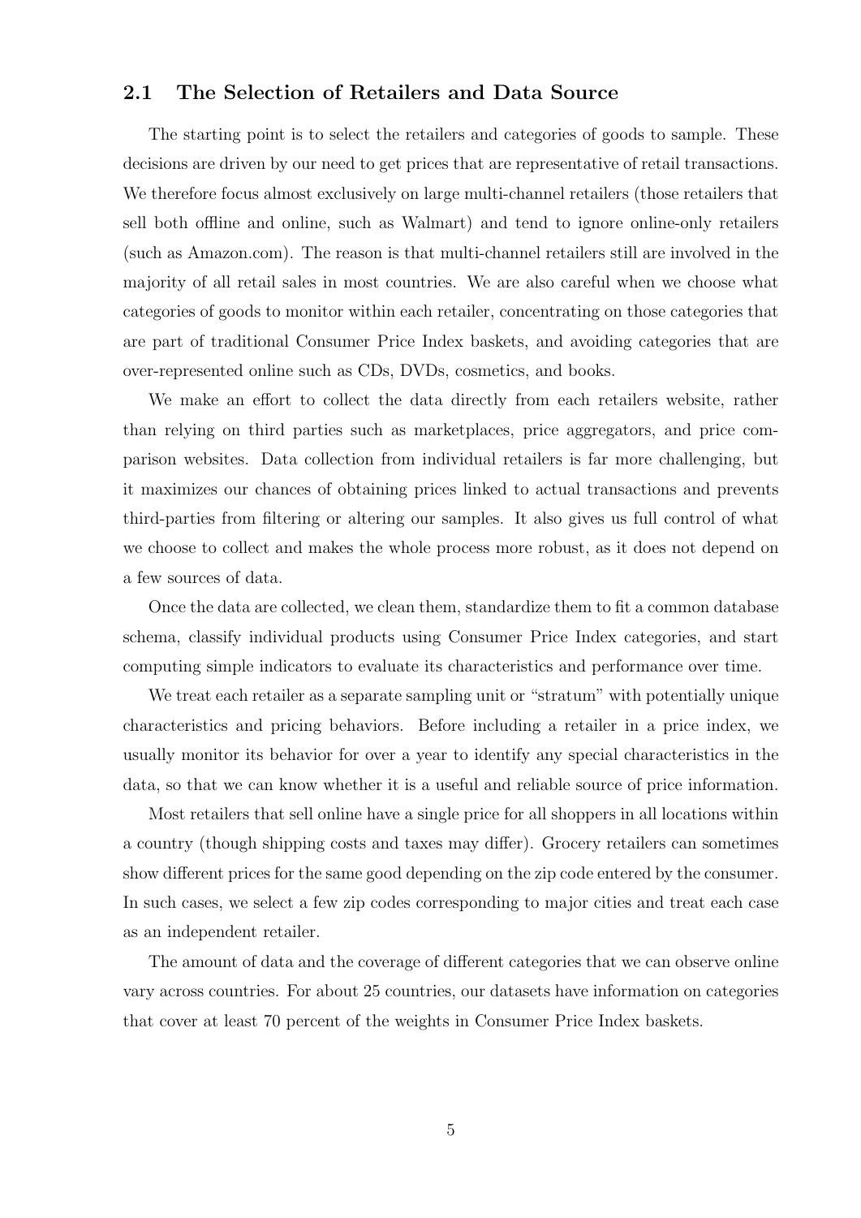## 2.1 The Selection of Retailers and Data Source

The starting point is to select the retailers and categories of goods to sample. These decisions are driven by our need to get prices that are representative of retail transactions. We therefore focus almost exclusively on large multi-channel retailers (those retailers that sell both offline and online, such as Walmart) and tend to ignore online-only retailers (such as Amazon.com). The reason is that multi-channel retailers still are involved in the majority of all retail sales in most countries. We are also careful when we choose what categories of goods to monitor within each retailer, concentrating on those categories that are part of traditional Consumer Price Index baskets, and avoiding categories that are over-represented online such as CDs, DVDs, cosmetics, and books.

We make an effort to collect the data directly from each retailers website, rather than relying on third parties such as marketplaces, price aggregators, and price comparison websites. Data collection from individual retailers is far more challenging, but it maximizes our chances of obtaining prices linked to actual transactions and prevents third-parties from filtering or altering our samples. It also gives us full control of what we choose to collect and makes the whole process more robust, as it does not depend on a few sources of data.

Once the data are collected, we clean them, standardize them to fit a common database schema, classify individual products using Consumer Price Index categories, and start computing simple indicators to evaluate its characteristics and performance over time.

We treat each retailer as a separate sampling unit or "stratum" with potentially unique characteristics and pricing behaviors. Before including a retailer in a price index, we usually monitor its behavior for over a year to identify any special characteristics in the data, so that we can know whether it is a useful and reliable source of price information.

Most retailers that sell online have a single price for all shoppers in all locations within a country (though shipping costs and taxes may differ). Grocery retailers can sometimes show different prices for the same good depending on the zip code entered by the consumer. In such cases, we select a few zip codes corresponding to major cities and treat each case as an independent retailer.

The amount of data and the coverage of different categories that we can observe online vary across countries. For about 25 countries, our datasets have information on categories that cover at least 70 percent of the weights in Consumer Price Index baskets.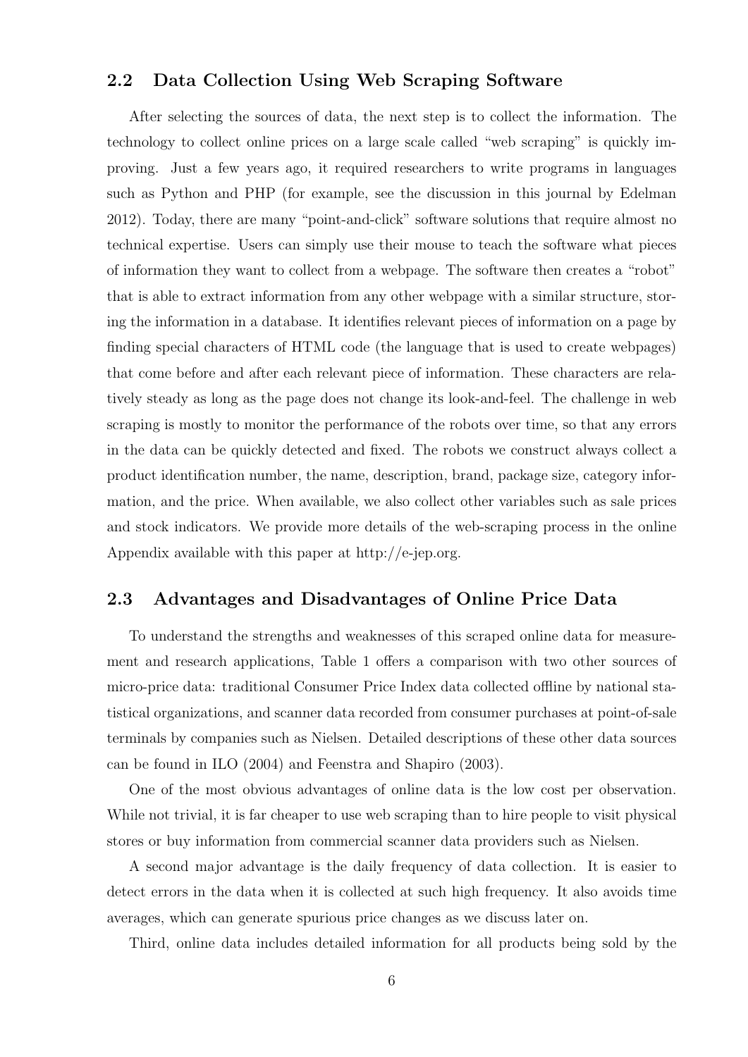## 2.2 Data Collection Using Web Scraping Software

After selecting the sources of data, the next step is to collect the information. The technology to collect online prices on a large scale called "web scraping" is quickly improving. Just a few years ago, it required researchers to write programs in languages such as Python and PHP (for example, see the discussion in this journal by Edelman 2012). Today, there are many "point-and-click" software solutions that require almost no technical expertise. Users can simply use their mouse to teach the software what pieces of information they want to collect from a webpage. The software then creates a "robot" that is able to extract information from any other webpage with a similar structure, storing the information in a database. It identifies relevant pieces of information on a page by finding special characters of HTML code (the language that is used to create webpages) that come before and after each relevant piece of information. These characters are relatively steady as long as the page does not change its look-and-feel. The challenge in web scraping is mostly to monitor the performance of the robots over time, so that any errors in the data can be quickly detected and fixed. The robots we construct always collect a product identification number, the name, description, brand, package size, category information, and the price. When available, we also collect other variables such as sale prices and stock indicators. We provide more details of the web-scraping process in the online Appendix available with this paper at http://e-jep.org.

## 2.3 Advantages and Disadvantages of Online Price Data

To understand the strengths and weaknesses of this scraped online data for measurement and research applications, Table 1 offers a comparison with two other sources of micro-price data: traditional Consumer Price Index data collected offline by national statistical organizations, and scanner data recorded from consumer purchases at point-of-sale terminals by companies such as Nielsen. Detailed descriptions of these other data sources can be found in ILO (2004) and Feenstra and Shapiro (2003).

One of the most obvious advantages of online data is the low cost per observation. While not trivial, it is far cheaper to use web scraping than to hire people to visit physical stores or buy information from commercial scanner data providers such as Nielsen.

A second major advantage is the daily frequency of data collection. It is easier to detect errors in the data when it is collected at such high frequency. It also avoids time averages, which can generate spurious price changes as we discuss later on.

Third, online data includes detailed information for all products being sold by the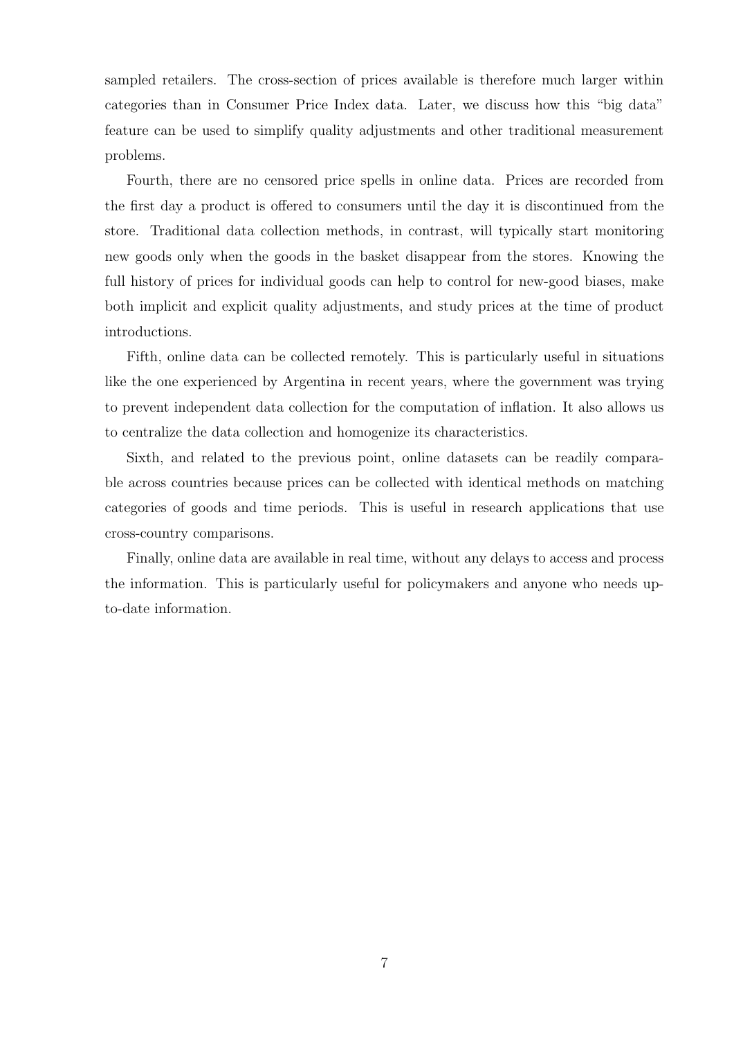sampled retailers. The cross-section of prices available is therefore much larger within categories than in Consumer Price Index data. Later, we discuss how this "big data" feature can be used to simplify quality adjustments and other traditional measurement problems.

Fourth, there are no censored price spells in online data. Prices are recorded from the first day a product is offered to consumers until the day it is discontinued from the store. Traditional data collection methods, in contrast, will typically start monitoring new goods only when the goods in the basket disappear from the stores. Knowing the full history of prices for individual goods can help to control for new-good biases, make both implicit and explicit quality adjustments, and study prices at the time of product introductions.

Fifth, online data can be collected remotely. This is particularly useful in situations like the one experienced by Argentina in recent years, where the government was trying to prevent independent data collection for the computation of inflation. It also allows us to centralize the data collection and homogenize its characteristics.

Sixth, and related to the previous point, online datasets can be readily comparable across countries because prices can be collected with identical methods on matching categories of goods and time periods. This is useful in research applications that use cross-country comparisons.

Finally, online data are available in real time, without any delays to access and process the information. This is particularly useful for policymakers and anyone who needs up-to-date information.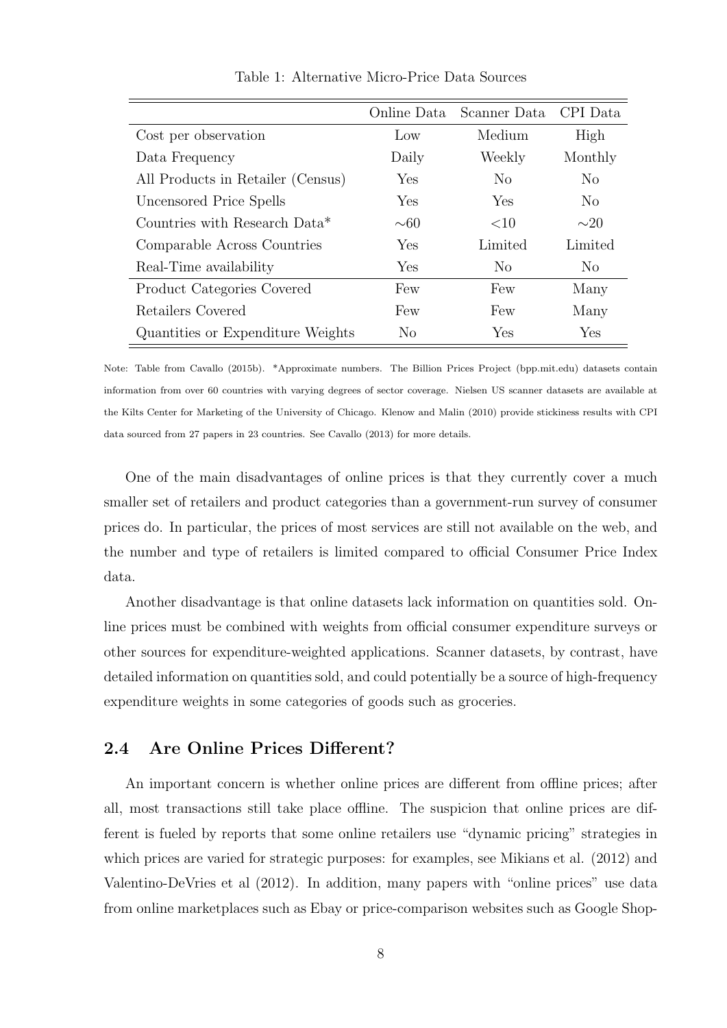Table 1: Alternative Micro-Price Data Sources

| | Online Data | Scanner Data | CPI Data |
|---|---|---|---|
| Cost per observation | Low | Medium | High |
| Data Frequency | Daily | Weekly | Monthly |
| All Products in Retailer (Census) | Yes | No | No |
| Uncensored Price Spells | Yes | Yes | No |
| Countries with Research Data* | ∼60 | <10 | ∼20 |
| Comparable Across Countries | Yes | Limited | Limited |
| Real-Time availability | Yes | No | No |
| Product Categories Covered | Few | Few | Many |
| Retailers Covered | Few | Few | Many |
| Quantities or Expenditure Weights | No | Yes | Yes |

Note: Table from Cavallo (2015b). *Approximate numbers. The Billion Prices Project (bpp.mit.edu) datasets contain information from over 60 countries with varying degrees of sector coverage. Nielsen US scanner datasets are available at the Kilts Center for Marketing of the University of Chicago. Klenow and Malin (2010) provide stickiness results with CPI data sourced from 27 papers in 23 countries. See Cavallo (2013) for more details.

One of the main disadvantages of online prices is that they currently cover a much smaller set of retailers and product categories than a government-run survey of consumer prices do. In particular, the prices of most services are still not available on the web, and the number and type of retailers is limited compared to official Consumer Price Index data.

Another disadvantage is that online datasets lack information on quantities sold. Online prices must be combined with weights from official consumer expenditure surveys or other sources for expenditure-weighted applications. Scanner datasets, by contrast, have detailed information on quantities sold, and could potentially be a source of high-frequency expenditure weights in some categories of goods such as groceries.

## 2.4 Are Online Prices Different?

An important concern is whether online prices are different from offline prices; after all, most transactions still take place offline. The suspicion that online prices are different is fueled by reports that some online retailers use "dynamic pricing" strategies in which prices are varied for strategic purposes: for examples, see Mikians et al. (2012) and Valentino-DeVries et al (2012). In addition, many papers with "online prices" use data from online marketplaces such as Ebay or price-comparison websites such as Google Shop-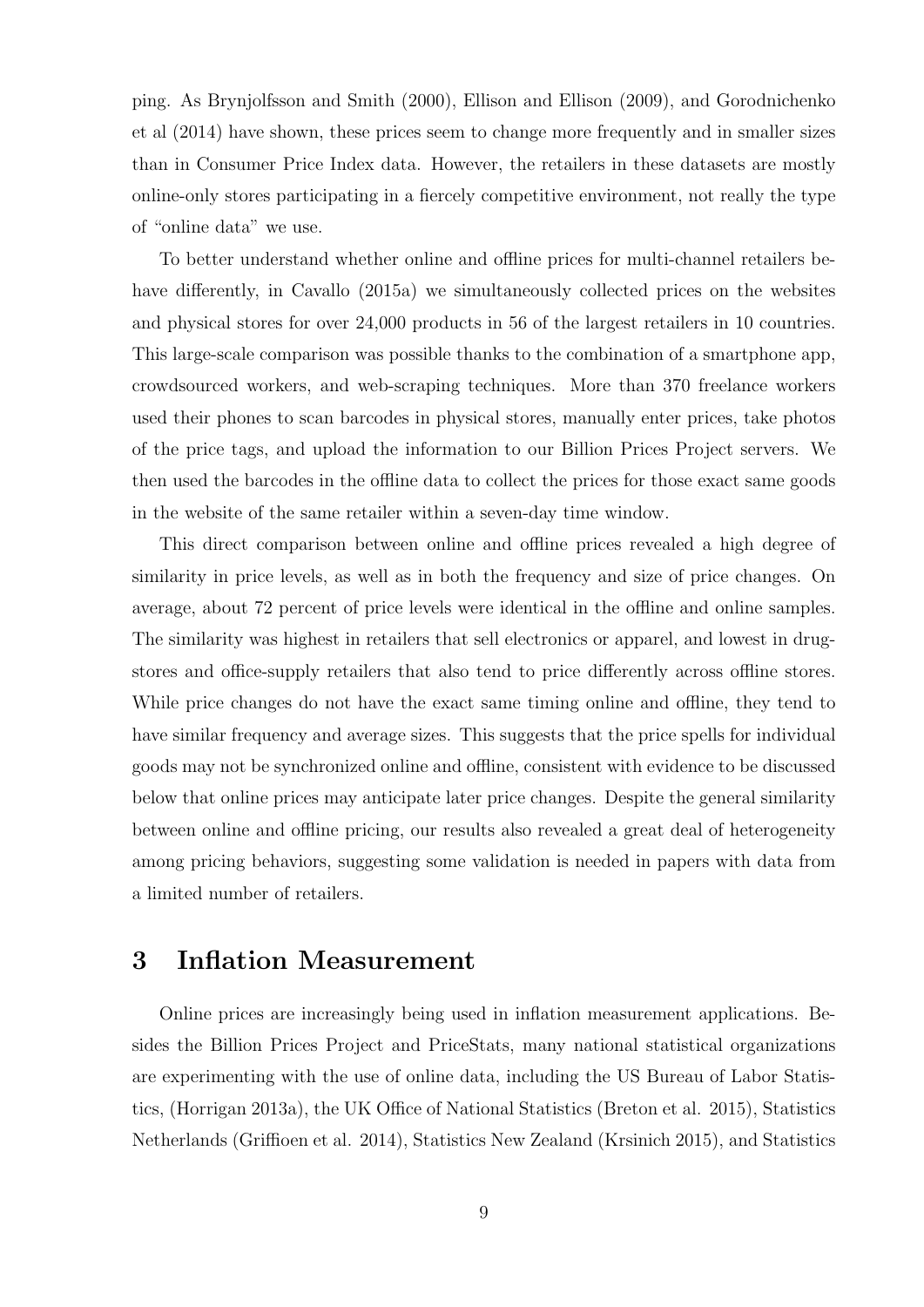ping. As Brynjolfsson and Smith (2000), Ellison and Ellison (2009), and Gorodnichenko et al (2014) have shown, these prices seem to change more frequently and in smaller sizes than in Consumer Price Index data. However, the retailers in these datasets are mostly online-only stores participating in a fiercely competitive environment, not really the type of "online data" we use.

To better understand whether online and offline prices for multi-channel retailers behave differently, in Cavallo (2015a) we simultaneously collected prices on the websites and physical stores for over 24,000 products in 56 of the largest retailers in 10 countries. This large-scale comparison was possible thanks to the combination of a smartphone app, crowdsourced workers, and web-scraping techniques. More than 370 freelance workers used their phones to scan barcodes in physical stores, manually enter prices, take photos of the price tags, and upload the information to our Billion Prices Project servers. We then used the barcodes in the offline data to collect the prices for those exact same goods in the website of the same retailer within a seven-day time window.

This direct comparison between online and offline prices revealed a high degree of similarity in price levels, as well as in both the frequency and size of price changes. On average, about 72 percent of price levels were identical in the offline and online samples. The similarity was highest in retailers that sell electronics or apparel, and lowest in drugstores and office-supply retailers that also tend to price differently across offline stores. While price changes do not have the exact same timing online and offline, they tend to have similar frequency and average sizes. This suggests that the price spells for individual goods may not be synchronized online and offline, consistent with evidence to be discussed below that online prices may anticipate later price changes. Despite the general similarity between online and offline pricing, our results also revealed a great deal of heterogeneity among pricing behaviors, suggesting some validation is needed in papers with data from a limited number of retailers.

# 3 Inflation Measurement

Online prices are increasingly being used in inflation measurement applications. Besides the Billion Prices Project and PriceStats, many national statistical organizations are experimenting with the use of online data, including the US Bureau of Labor Statistics, (Horrigan 2013a), the UK Office of National Statistics (Breton et al. 2015), Statistics Netherlands (Griffioen et al. 2014), Statistics New Zealand (Krsinich 2015), and Statistics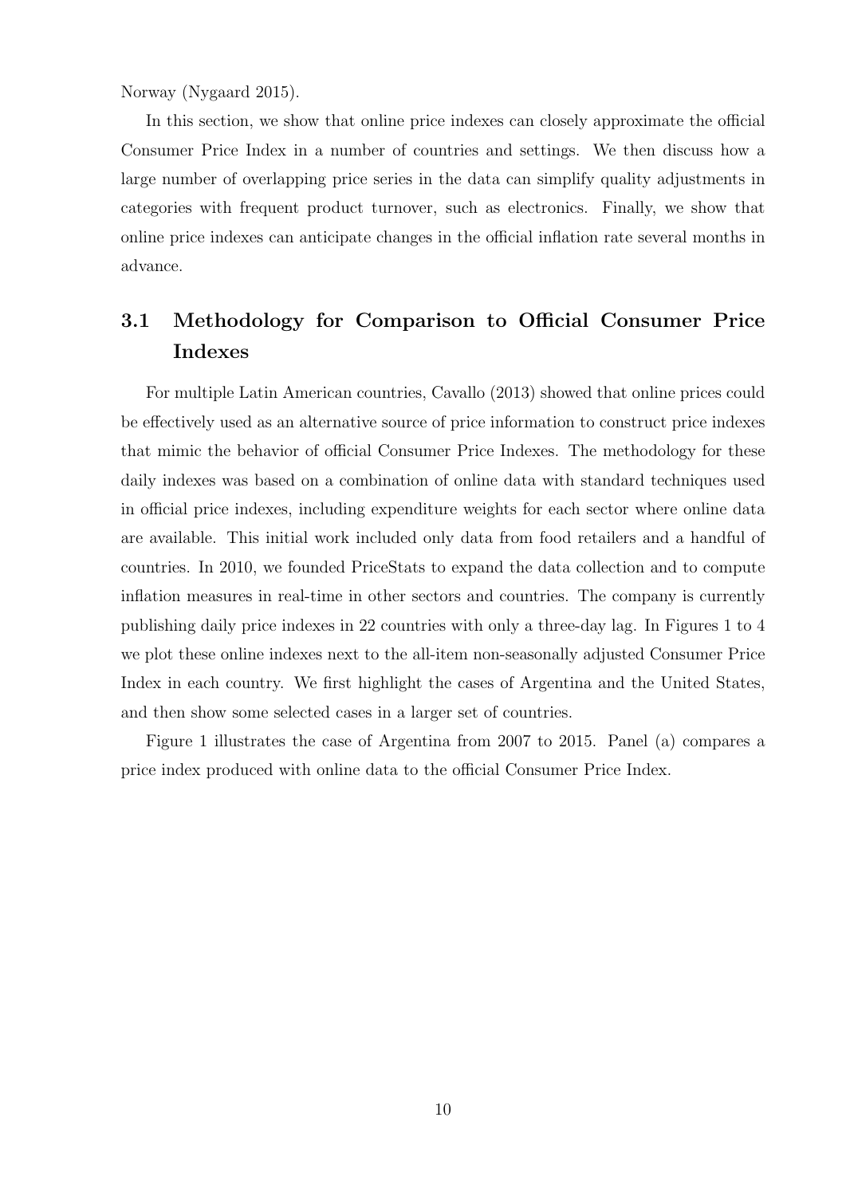Norway (Nygaard 2015).

In this section, we show that online price indexes can closely approximate the official Consumer Price Index in a number of countries and settings. We then discuss how a large number of overlapping price series in the data can simplify quality adjustments in categories with frequent product turnover, such as electronics. Finally, we show that online price indexes can anticipate changes in the official inflation rate several months in advance.

## 3.1 Methodology for Comparison to Official Consumer Price Indexes

For multiple Latin American countries, Cavallo (2013) showed that online prices could be effectively used as an alternative source of price information to construct price indexes that mimic the behavior of official Consumer Price Indexes. The methodology for these daily indexes was based on a combination of online data with standard techniques used in official price indexes, including expenditure weights for each sector where online data are available. This initial work included only data from food retailers and a handful of countries. In 2010, we founded PriceStats to expand the data collection and to compute inflation measures in real-time in other sectors and countries. The company is currently publishing daily price indexes in 22 countries with only a three-day lag. In Figures 1 to 4 we plot these online indexes next to the all-item non-seasonally adjusted Consumer Price Index in each country. We first highlight the cases of Argentina and the United States, and then show some selected cases in a larger set of countries.

Figure 1 illustrates the case of Argentina from 2007 to 2015. Panel (a) compares a price index produced with online data to the official Consumer Price Index.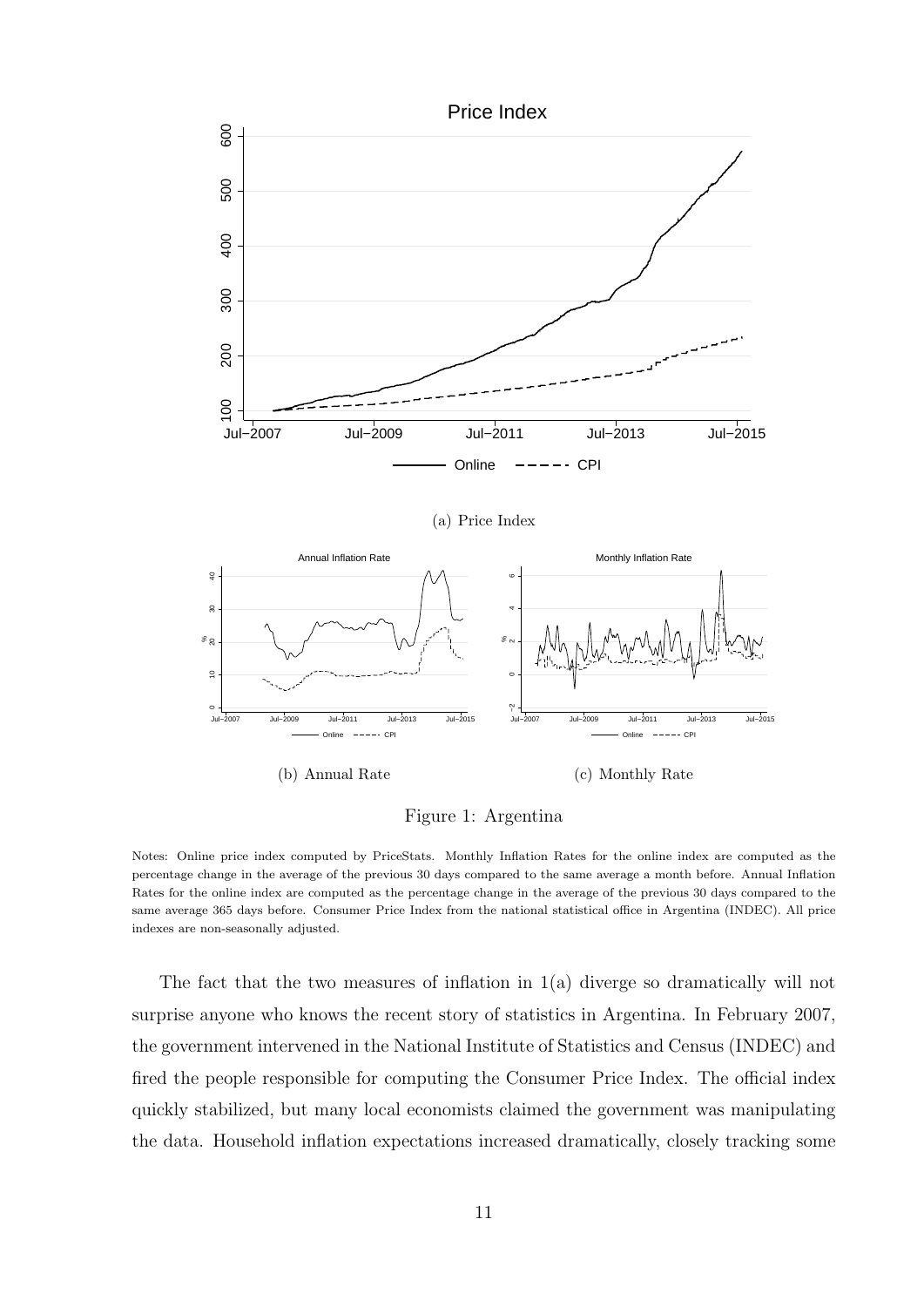(a) Price Index

(b) Annual Rate

(c) Monthly Rate

Figure 1: Argentina

Notes: Online price index computed by PriceStats. Monthly Inflation Rates for the online index are computed as the percentage change in the average of the previous 30 days compared to the same average a month before. Annual Inflation Rates for the online index are computed as the percentage change in the average of the previous 30 days compared to the same average 365 days before. Consumer Price Index from the national statistical office in Argentina (INDEC). All price indexes are non-seasonally adjusted.

The fact that the two measures of inflation in 1(a) diverge so dramatically will not surprise anyone who knows the recent story of statistics in Argentina. In February 2007, the government intervened in the National Institute of Statistics and Census (INDEC) and fired the people responsible for computing the Consumer Price Index. The official index quickly stabilized, but many local economists claimed the government was manipulating the data. Household inflation expectations increased dramatically, closely tracking some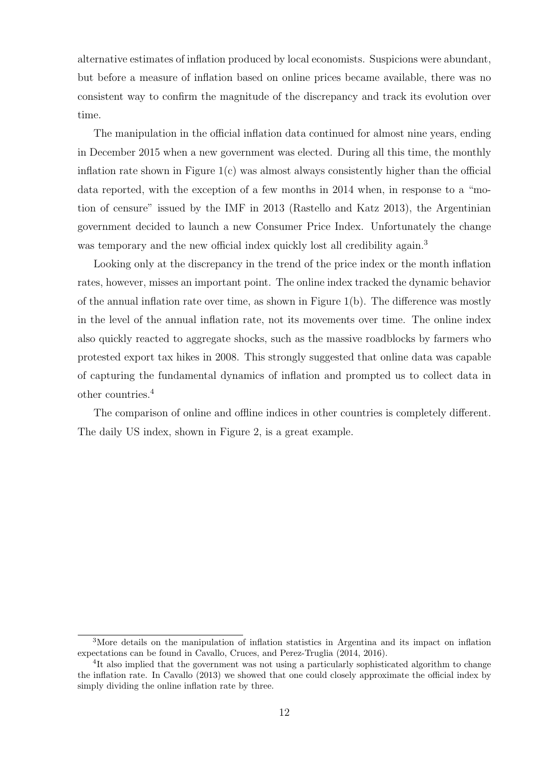alternative estimates of inflation produced by local economists. Suspicions were abundant, but before a measure of inflation based on online prices became available, there was no consistent way to confirm the magnitude of the discrepancy and track its evolution over time.

The manipulation in the official inflation data continued for almost nine years, ending in December 2015 when a new government was elected. During all this time, the monthly inflation rate shown in Figure 1(c) was almost always consistently higher than the official data reported, with the exception of a few months in 2014 when, in response to a "motion of censure" issued by the IMF in 2013 (Rastello and Katz 2013), the Argentinian government decided to launch a new Consumer Price Index. Unfortunately the change was temporary and the new official index quickly lost all credibility again.[3]

Looking only at the discrepancy in the trend of the price index or the month inflation rates, however, misses an important point. The online index tracked the dynamic behavior of the annual inflation rate over time, as shown in Figure 1(b). The difference was mostly in the level of the annual inflation rate, not its movements over time. The online index also quickly reacted to aggregate shocks, such as the massive roadblocks by farmers who protested export tax hikes in 2008. This strongly suggested that online data was capable of capturing the fundamental dynamics of inflation and prompted us to collect data in other countries.[4]

The comparison of online and offline indices in other countries is completely different. The daily US index, shown in Figure 2, is a great example.

---

[3] More details on the manipulation of inflation statistics in Argentina and its impact on inflation expectations can be found in Cavallo, Cruces, and Perez-Truglia (2014, 2016).

[4] It also implied that the government was not using a particularly sophisticated algorithm to change the inflation rate. In Cavallo (2013) we showed that one could closely approximate the official index by simply dividing the online inflation rate by three.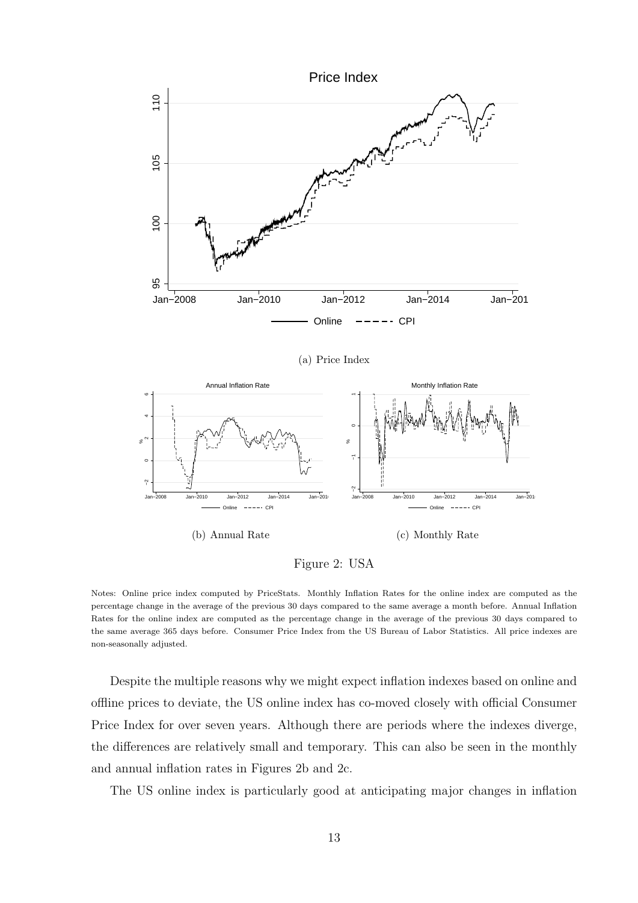(a) Price Index

(b) Annual Rate

(c) Monthly Rate

Figure 2: USA

Notes: Online price index computed by PriceStats. Monthly Inflation Rates for the online index are computed as the percentage change in the average of the previous 30 days compared to the same average a month before. Annual Inflation Rates for the online index are computed as the percentage change in the average of the previous 30 days compared to the same average 365 days before. Consumer Price Index from the US Bureau of Labor Statistics. All price indexes are non-seasonally adjusted.

Despite the multiple reasons why we might expect inflation indexes based on online and offline prices to deviate, the US online index has co-moved closely with official Consumer Price Index for over seven years. Although there are periods where the indexes diverge, the differences are relatively small and temporary. This can also be seen in the monthly and annual inflation rates in Figures 2b and 2c.

The US online index is particularly good at anticipating major changes in inflation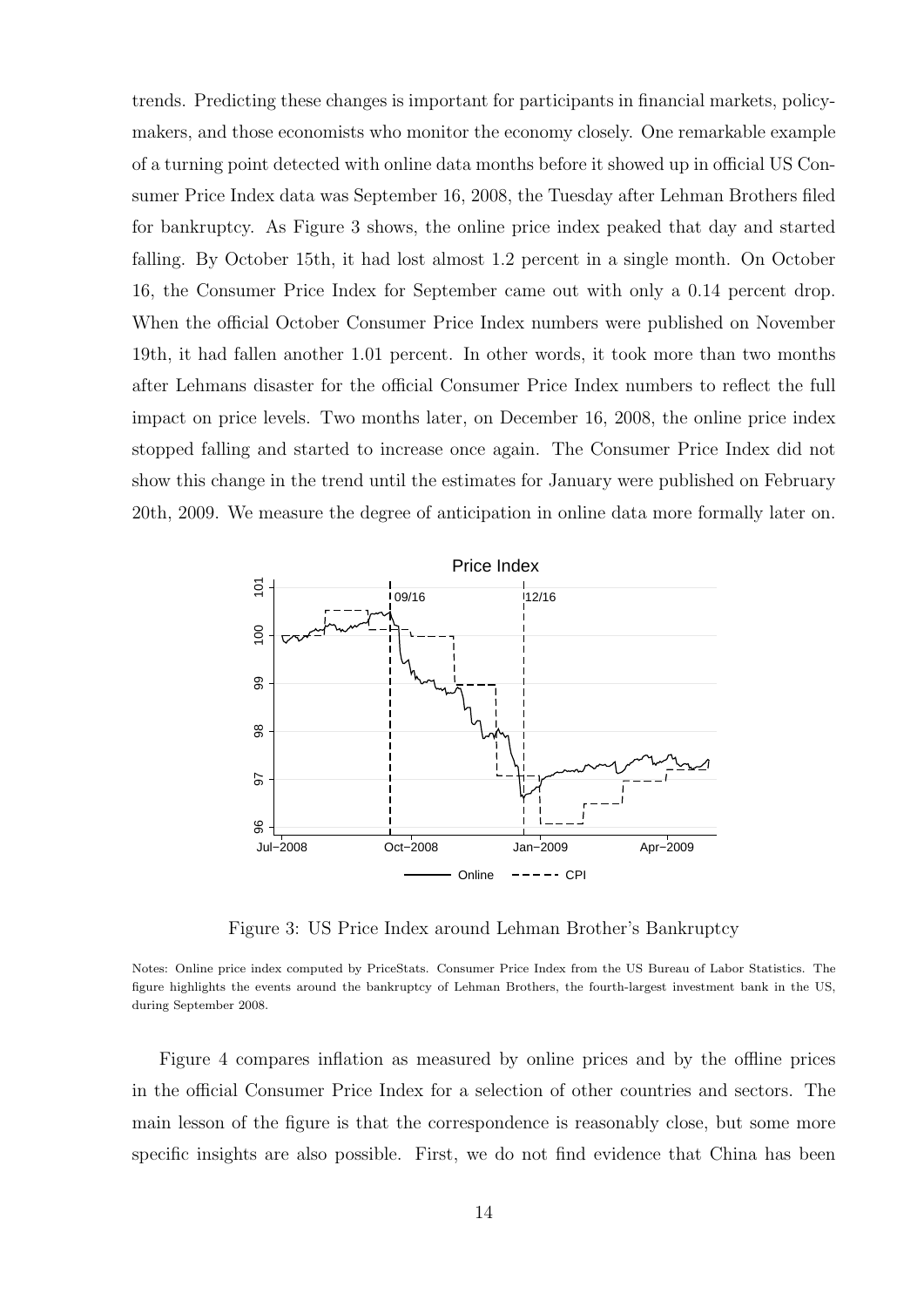trends. Predicting these changes is important for participants in financial markets, policy-makers, and those economists who monitor the economy closely. One remarkable example of a turning point detected with online data months before it showed up in official US Consumer Price Index data was September 16, 2008, the Tuesday after Lehman Brothers filed for bankruptcy. As Figure 3 shows, the online price index peaked that day and started falling. By October 15th, it had lost almost 1.2 percent in a single month. On October 16, the Consumer Price Index for September came out with only a 0.14 percent drop. When the official October Consumer Price Index numbers were published on November 19th, it had fallen another 1.01 percent. In other words, it took more than two months after Lehmans disaster for the official Consumer Price Index numbers to reflect the full impact on price levels. Two months later, on December 16, 2008, the online price index stopped falling and started to increase once again. The Consumer Price Index did not show this change in the trend until the estimates for January were published on February 20th, 2009. We measure the degree of anticipation in online data more formally later on.

Figure 3: US Price Index around Lehman Brother's Bankruptcy

Notes: Online price index computed by PriceStats. Consumer Price Index from the US Bureau of Labor Statistics. The figure highlights the events around the bankruptcy of Lehman Brothers, the fourth-largest investment bank in the US, during September 2008.

Figure 4 compares inflation as measured by online prices and by the offline prices in the official Consumer Price Index for a selection of other countries and sectors. The main lesson of the figure is that the correspondence is reasonably close, but some more specific insights are also possible. First, we do not find evidence that China has been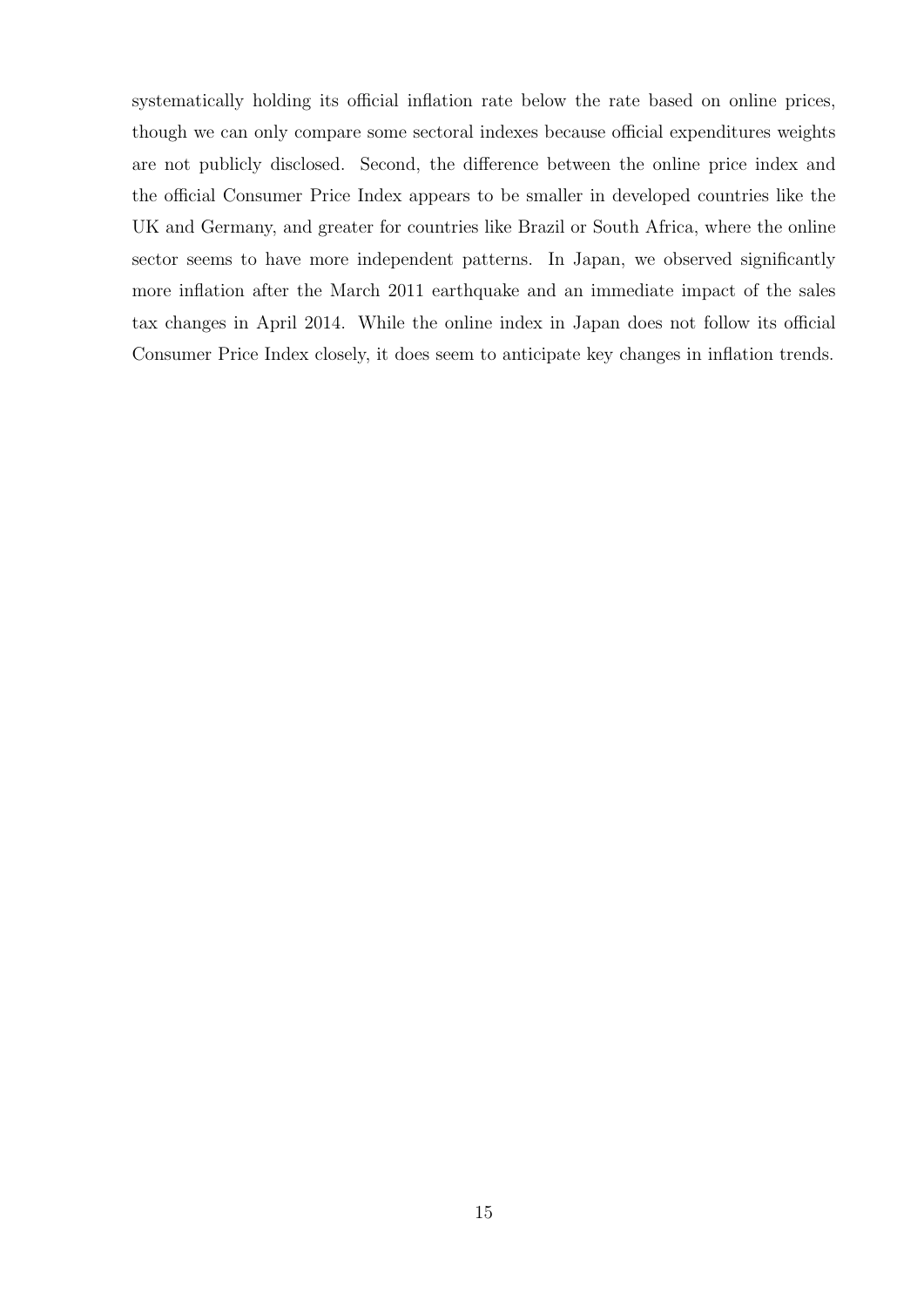systematically holding its official inflation rate below the rate based on online prices, though we can only compare some sectoral indexes because official expenditures weights are not publicly disclosed. Second, the difference between the online price index and the official Consumer Price Index appears to be smaller in developed countries like the UK and Germany, and greater for countries like Brazil or South Africa, where the online sector seems to have more independent patterns. In Japan, we observed significantly more inflation after the March 2011 earthquake and an immediate impact of the sales tax changes in April 2014. While the online index in Japan does not follow its official Consumer Price Index closely, it does seem to anticipate key changes in inflation trends.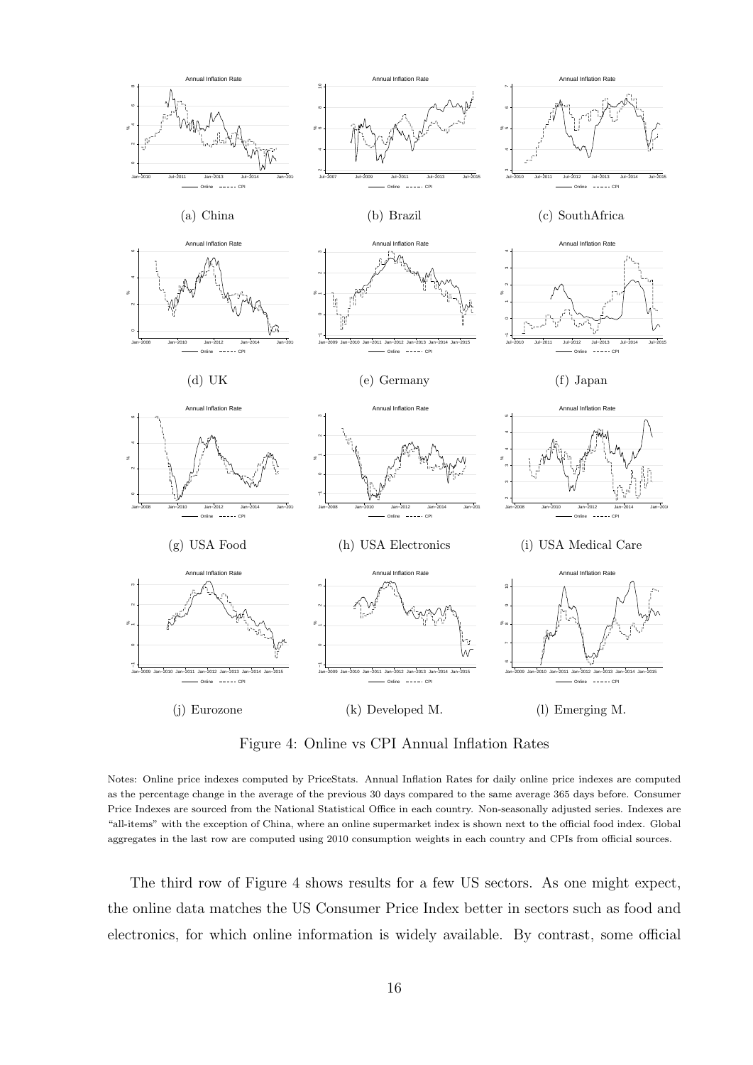(a) China

(b) Brazil

(c) SouthAfrica

(d) UK

(e) Germany

(f) Japan

(g) USA Food

(h) USA Electronics

(i) USA Medical Care

(j) Eurozone

(k) Developed M.

(l) Emerging M.

Figure 4: Online vs CPI Annual Inflation Rates

Notes: Online price indexes computed by PriceStats. Annual Inflation Rates for daily online price indexes are computed as the percentage change in the average of the previous 30 days compared to the same average 365 days before. Consumer Price Indexes are sourced from the National Statistical Office in each country. Non-seasonally adjusted series. Indexes are "all-items" with the exception of China, where an online supermarket index is shown next to the official food index. Global aggregates in the last row are computed using 2010 consumption weights in each country and CPIs from official sources.

The third row of Figure 4 shows results for a few US sectors. As one might expect, the online data matches the US Consumer Price Index better in sectors such as food and electronics, for which online information is widely available. By contrast, some official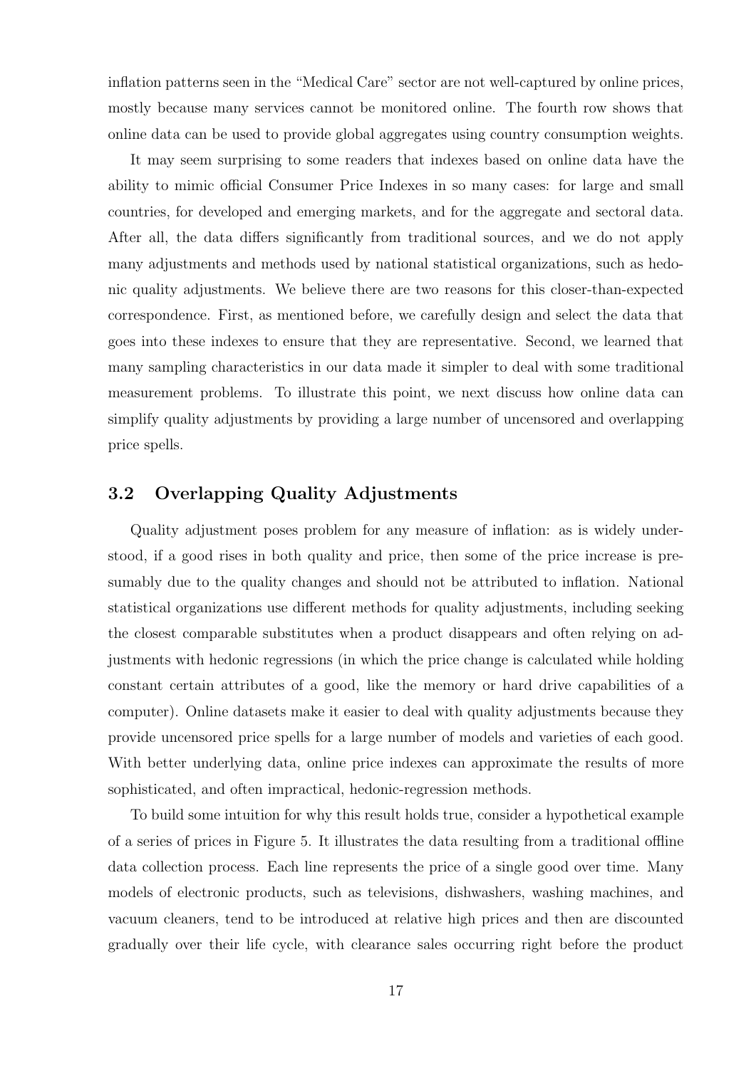inflation patterns seen in the "Medical Care" sector are not well-captured by online prices, mostly because many services cannot be monitored online. The fourth row shows that online data can be used to provide global aggregates using country consumption weights.

It may seem surprising to some readers that indexes based on online data have the ability to mimic official Consumer Price Indexes in so many cases: for large and small countries, for developed and emerging markets, and for the aggregate and sectoral data. After all, the data differs significantly from traditional sources, and we do not apply many adjustments and methods used by national statistical organizations, such as hedonic quality adjustments. We believe there are two reasons for this closer-than-expected correspondence. First, as mentioned before, we carefully design and select the data that goes into these indexes to ensure that they are representative. Second, we learned that many sampling characteristics in our data made it simpler to deal with some traditional measurement problems. To illustrate this point, we next discuss how online data can simplify quality adjustments by providing a large number of uncensored and overlapping price spells.

## 3.2 Overlapping Quality Adjustments

Quality adjustment poses problem for any measure of inflation: as is widely understood, if a good rises in both quality and price, then some of the price increase is presumably due to the quality changes and should not be attributed to inflation. National statistical organizations use different methods for quality adjustments, including seeking the closest comparable substitutes when a product disappears and often relying on adjustments with hedonic regressions (in which the price change is calculated while holding constant certain attributes of a good, like the memory or hard drive capabilities of a computer). Online datasets make it easier to deal with quality adjustments because they provide uncensored price spells for a large number of models and varieties of each good. With better underlying data, online price indexes can approximate the results of more sophisticated, and often impractical, hedonic-regression methods.

To build some intuition for why this result holds true, consider a hypothetical example of a series of prices in Figure 5. It illustrates the data resulting from a traditional offline data collection process. Each line represents the price of a single good over time. Many models of electronic products, such as televisions, dishwashers, washing machines, and vacuum cleaners, tend to be introduced at relative high prices and then are discounted gradually over their life cycle, with clearance sales occurring right before the product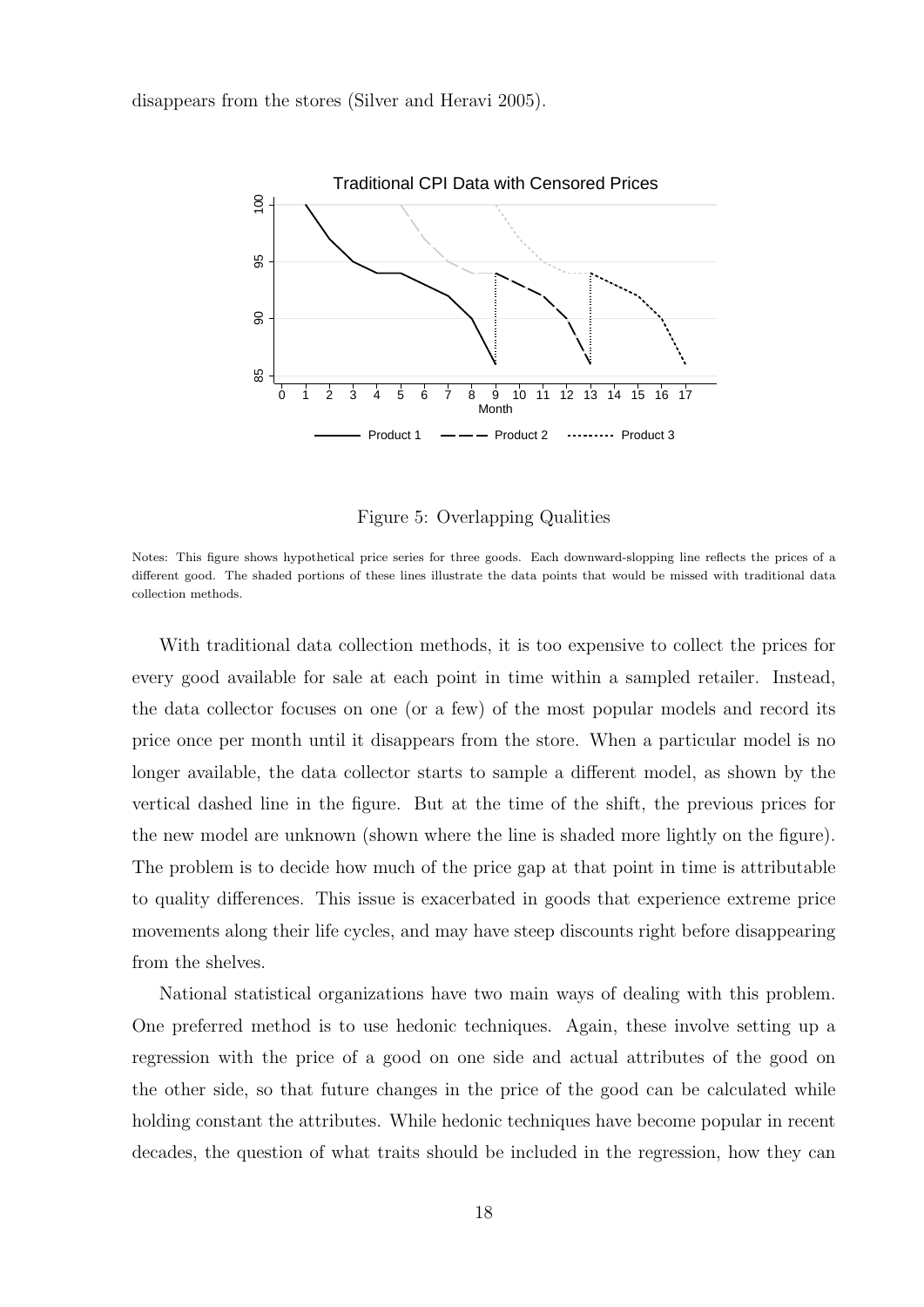disappears from the stores (Silver and Heravi 2005).

Figure 5: Overlapping Qualities

Notes: This figure shows hypothetical price series for three goods. Each downward-sloping line reflects the prices of a different good. The shaded portions of these lines illustrate the data points that would be missed with traditional data collection methods.

With traditional data collection methods, it is too expensive to collect the prices for every good available for sale at each point in time within a sampled retailer. Instead, the data collector focuses on one (or a few) of the most popular models and record its price once per month until it disappears from the store. When a particular model is no longer available, the data collector starts to sample a different model, as shown by the vertical dashed line in the figure. But at the time of the shift, the previous prices for the new model are unknown (shown where the line is shaded more lightly on the figure). The problem is to decide how much of the price gap at that point in time is attributable to quality differences. This issue is exacerbated in goods that experience extreme price movements along their life cycles, and may have steep discounts right before disappearing from the shelves.

National statistical organizations have two main ways of dealing with this problem. One preferred method is to use hedonic techniques. Again, these involve setting up a regression with the price of a good on one side and actual attributes of the good on the other side, so that future changes in the price of the good can be calculated while holding constant the attributes. While hedonic techniques have become popular in recent decades, the question of what traits should be included in the regression, how they can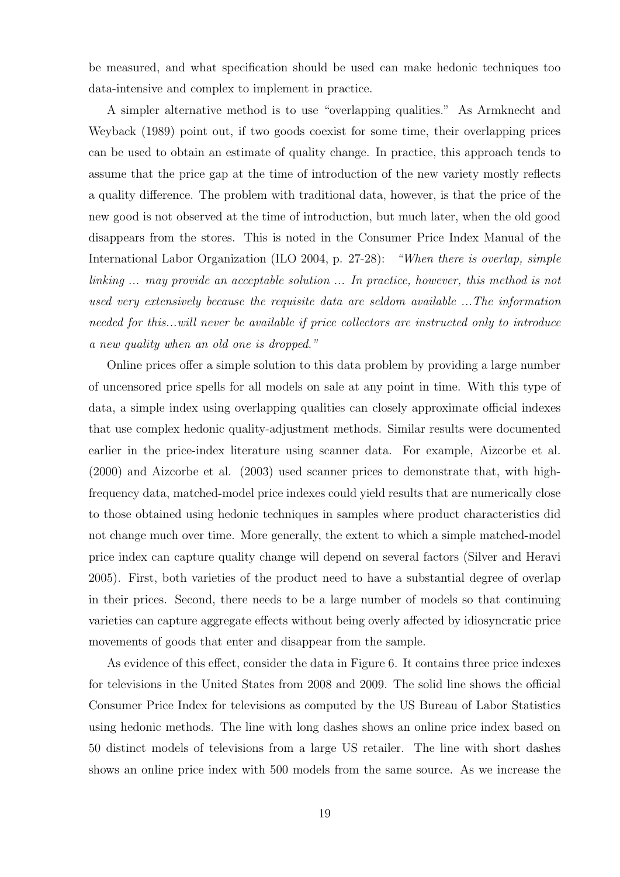be measured, and what specification should be used can make hedonic techniques too data-intensive and complex to implement in practice.

A simpler alternative method is to use "overlapping qualities." As Armknecht and Weyback (1989) point out, if two goods coexist for some time, their overlapping prices can be used to obtain an estimate of quality change. In practice, this approach tends to assume that the price gap at the time of introduction of the new variety mostly reflects a quality difference. The problem with traditional data, however, is that the price of the new good is not observed at the time of introduction, but much later, when the old good disappears from the stores. This is noted in the Consumer Price Index Manual of the International Labor Organization (ILO 2004, p. 27-28): *"When there is overlap, simple linking ... may provide an acceptable solution ... In practice, however, this method is not used very extensively because the requisite data are seldom available ...The information needed for this...will never be available if price collectors are instructed only to introduce a new quality when an old one is dropped."*

Online prices offer a simple solution to this data problem by providing a large number of uncensored price spells for all models on sale at any point in time. With this type of data, a simple index using overlapping qualities can closely approximate official indexes that use complex hedonic quality-adjustment methods. Similar results were documented earlier in the price-index literature using scanner data. For example, Aizcorbe et al. (2000) and Aizcorbe et al. (2003) used scanner prices to demonstrate that, with high-frequency data, matched-model price indexes could yield results that are numerically close to those obtained using hedonic techniques in samples where product characteristics did not change much over time. More generally, the extent to which a simple matched-model price index can capture quality change will depend on several factors (Silver and Heravi 2005). First, both varieties of the product need to have a substantial degree of overlap in their prices. Second, there needs to be a large number of models so that continuing varieties can capture aggregate effects without being overly affected by idiosyncratic price movements of goods that enter and disappear from the sample.

As evidence of this effect, consider the data in Figure 6. It contains three price indexes for televisions in the United States from 2008 and 2009. The solid line shows the official Consumer Price Index for televisions as computed by the US Bureau of Labor Statistics using hedonic methods. The line with long dashes shows an online price index based on 50 distinct models of televisions from a large US retailer. The line with short dashes shows an online price index with 500 models from the same source. As we increase the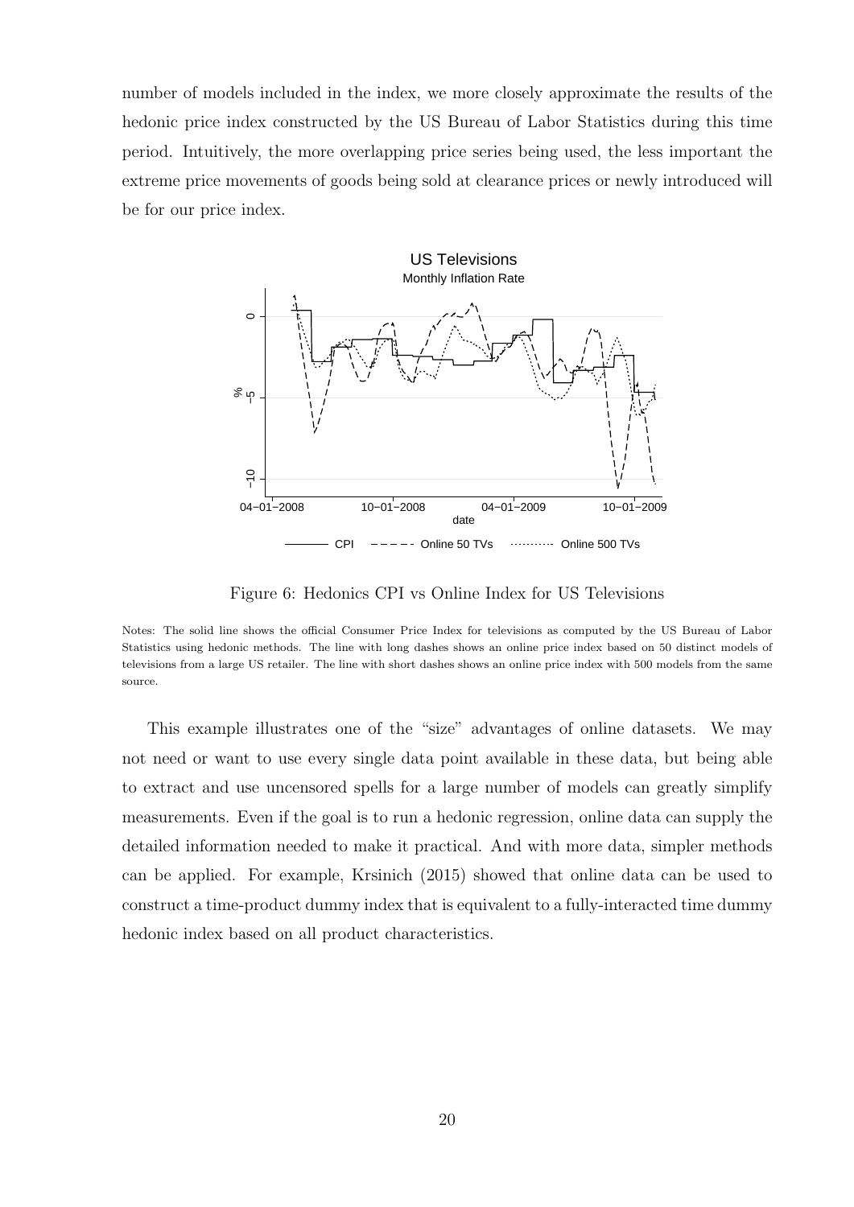number of models included in the index, we more closely approximate the results of the hedonic price index constructed by the US Bureau of Labor Statistics during this time period. Intuitively, the more overlapping price series being used, the less important the extreme price movements of goods being sold at clearance prices or newly introduced will be for our price index.

Figure 6: Hedonics CPI vs Online Index for US Televisions

Notes: The solid line shows the official Consumer Price Index for televisions as computed by the US Bureau of Labor Statistics using hedonic methods. The line with long dashes shows an online price index based on 50 distinct models of televisions from a large US retailer. The line with short dashes shows an online price index with 500 models from the same source.

This example illustrates one of the "size" advantages of online datasets. We may not need or want to use every single data point available in these data, but being able to extract and use uncensored spells for a large number of models can greatly simplify measurements. Even if the goal is to run a hedonic regression, online data can supply the detailed information needed to make it practical. And with more data, simpler methods can be applied. For example, Krsinich (2015) showed that online data can be used to construct a time-product dummy index that is equivalent to a fully-interacted time dummy hedonic index based on all product characteristics.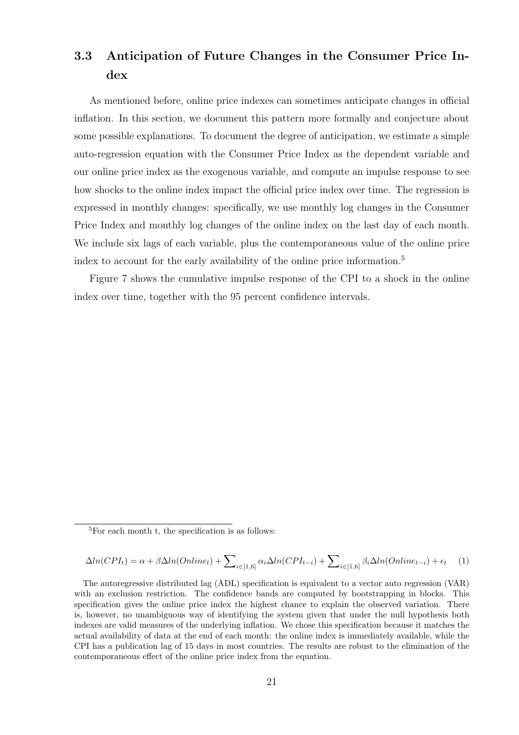### 3.3 Anticipation of Future Changes in the Consumer Price Index

As mentioned before, online price indexes can sometimes anticipate changes in official inflation. In this section, we document this pattern more formally and conjecture about some possible explanations. To document the degree of anticipation, we estimate a simple auto-regression equation with the Consumer Price Index as the dependent variable and our online price index as the exogenous variable, and compute an impulse response to see how shocks to the online index impact the official price index over time. The regression is expressed in monthly changes: specifically, we use monthly log changes in the Consumer Price Index and monthly log changes of the online index on the last day of each month. We include six lags of each variable, plus the contemporaneous value of the online price index to account for the early availability of the online price information.[5]

Figure 7 shows the cumulative impulse response of the CPI to a shock in the online index over time, together with the 95 percent confidence intervals.

---

[5]For each month t, the specification is as follows:

$$\Delta ln(CPI_t) = \alpha + \beta \Delta ln(Online_t) + \sum_{i \in [1,6]} \alpha_i \Delta ln(CPI_{t-i}) + \sum_{i \in [1,6]} \beta_i \Delta ln(Online_{t-i}) + \epsilon_t \quad (1)$$

The autoregressive distributed lag (ADL) specification is equivalent to a vector auto regression (VAR) with an exclusion restriction. The confidence bands are computed by bootstrapping in blocks. This specification gives the online price index the highest chance to explain the observed variation. There is, however, no unambiguous way of identifying the system given that under the null hypothesis both indexes are valid measures of the underlying inflation. We chose this specification because it matches the actual availability of data at the end of each month: the online index is immediately available, while the CPI has a publication lag of 15 days in most countries. The results are robust to the elimination of the contemporaneous effect of the online price index from the equation.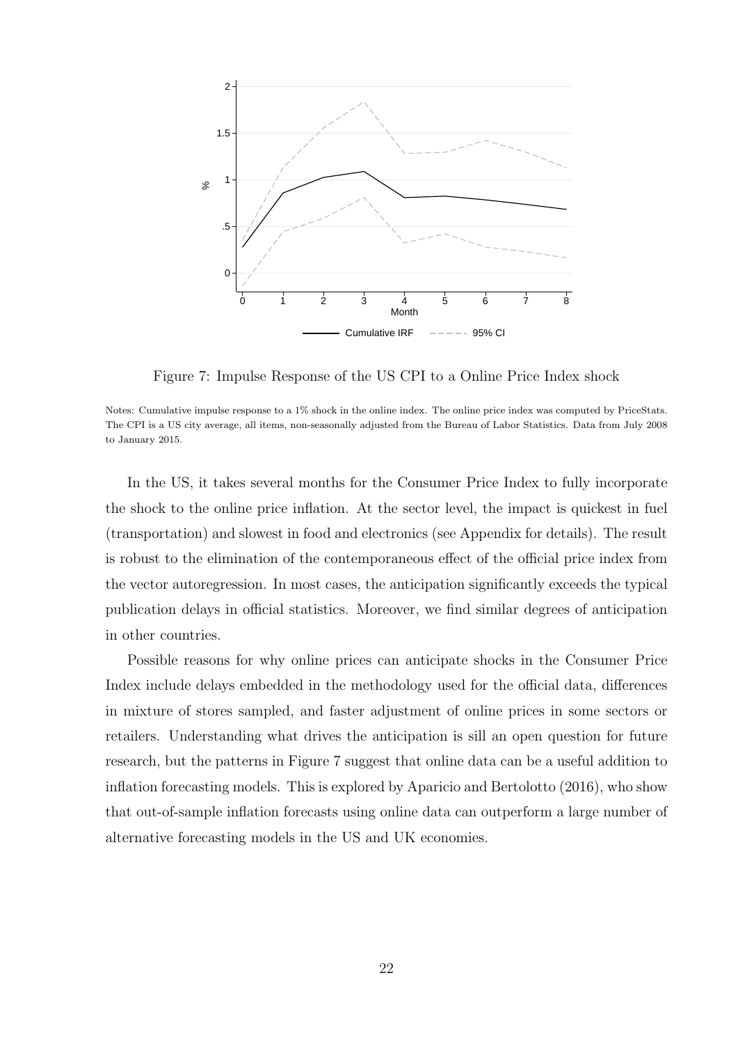Figure 7: Impulse Response of the US CPI to a Online Price Index shock

Notes: Cumulative impulse response to a 1% shock in the online index. The online price index was computed by PriceStats. The CPI is a US city average, all items, non-seasonally adjusted from the Bureau of Labor Statistics. Data from July 2008 to January 2015.

In the US, it takes several months for the Consumer Price Index to fully incorporate the shock to the online price inflation. At the sector level, the impact is quickest in fuel (transportation) and slowest in food and electronics (see Appendix for details). The result is robust to the elimination of the contemporaneous effect of the official price index from the vector autoregression. In most cases, the anticipation significantly exceeds the typical publication delays in official statistics. Moreover, we find similar degrees of anticipation in other countries.

Possible reasons for why online prices can anticipate shocks in the Consumer Price Index include delays embedded in the methodology used for the official data, differences in mixture of stores sampled, and faster adjustment of online prices in some sectors or retailers. Understanding what drives the anticipation is sill an open question for future research, but the patterns in Figure 7 suggest that online data can be a useful addition to inflation forecasting models. This is explored by Aparicio and Bertolotto (2016), who show that out-of-sample inflation forecasts using online data can outperform a large number of alternative forecasting models in the US and UK economies.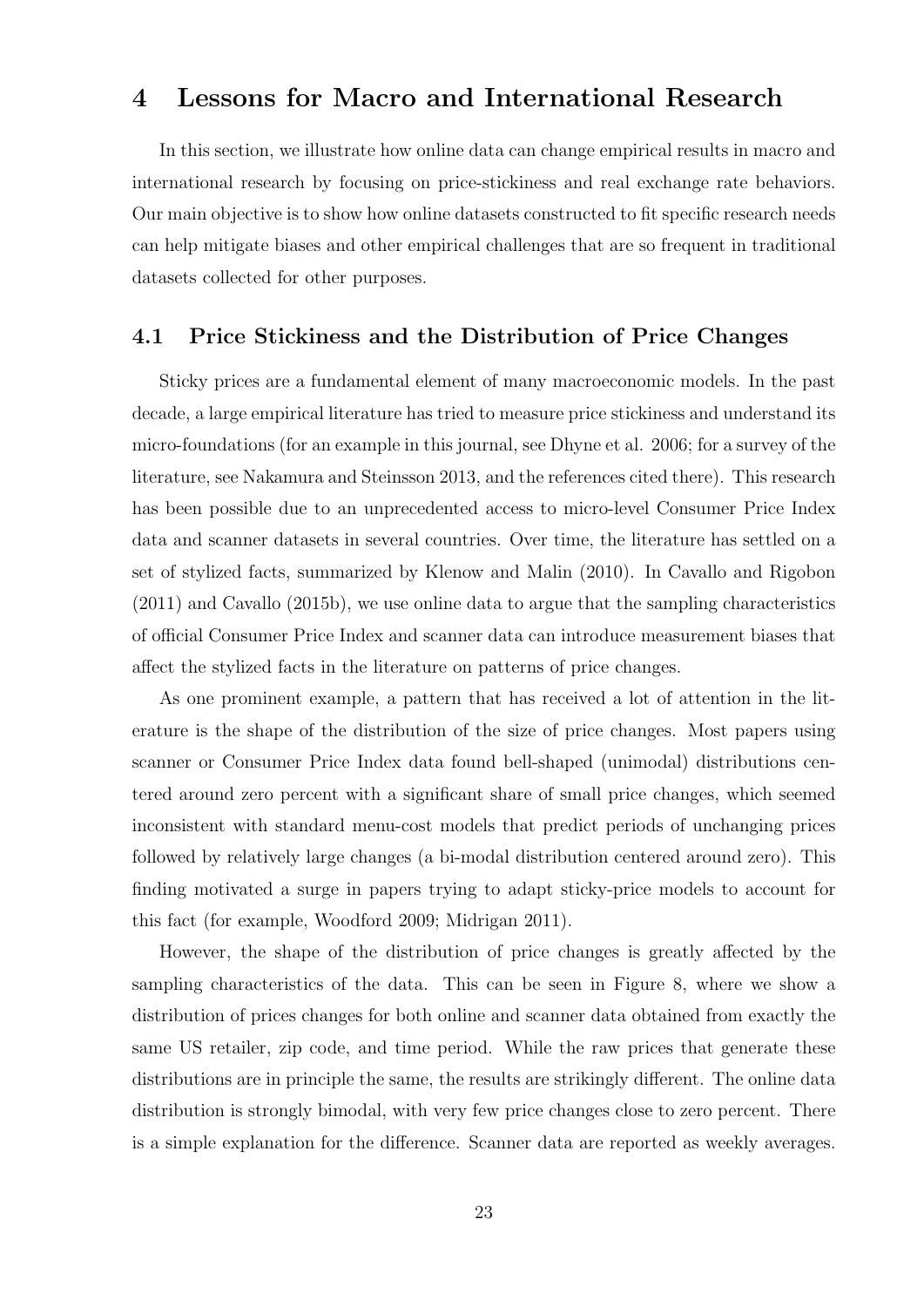# 4 Lessons for Macro and International Research

In this section, we illustrate how online data can change empirical results in macro and international research by focusing on price-stickiness and real exchange rate behaviors. Our main objective is to show how online datasets constructed to fit specific research needs can help mitigate biases and other empirical challenges that are so frequent in traditional datasets collected for other purposes.

## 4.1 Price Stickiness and the Distribution of Price Changes

Sticky prices are a fundamental element of many macroeconomic models. In the past decade, a large empirical literature has tried to measure price stickiness and understand its micro-foundations (for an example in this journal, see Dhyne et al. 2006; for a survey of the literature, see Nakamura and Steinsson 2013, and the references cited there). This research has been possible due to an unprecedented access to micro-level Consumer Price Index data and scanner datasets in several countries. Over time, the literature has settled on a set of stylized facts, summarized by Klenow and Malin (2010). In Cavallo and Rigobon (2011) and Cavallo (2015b), we use online data to argue that the sampling characteristics of official Consumer Price Index and scanner data can introduce measurement biases that affect the stylized facts in the literature on patterns of price changes.

As one prominent example, a pattern that has received a lot of attention in the literature is the shape of the distribution of the size of price changes. Most papers using scanner or Consumer Price Index data found bell-shaped (unimodal) distributions centered around zero percent with a significant share of small price changes, which seemed inconsistent with standard menu-cost models that predict periods of unchanging prices followed by relatively large changes (a bi-modal distribution centered around zero). This finding motivated a surge in papers trying to adapt sticky-price models to account for this fact (for example, Woodford 2009; Midrigan 2011).

However, the shape of the distribution of price changes is greatly affected by the sampling characteristics of the data. This can be seen in Figure 8, where we show a distribution of prices changes for both online and scanner data obtained from exactly the same US retailer, zip code, and time period. While the raw prices that generate these distributions are in principle the same, the results are strikingly different. The online data distribution is strongly bimodal, with very few price changes close to zero percent. There is a simple explanation for the difference. Scanner data are reported as weekly averages.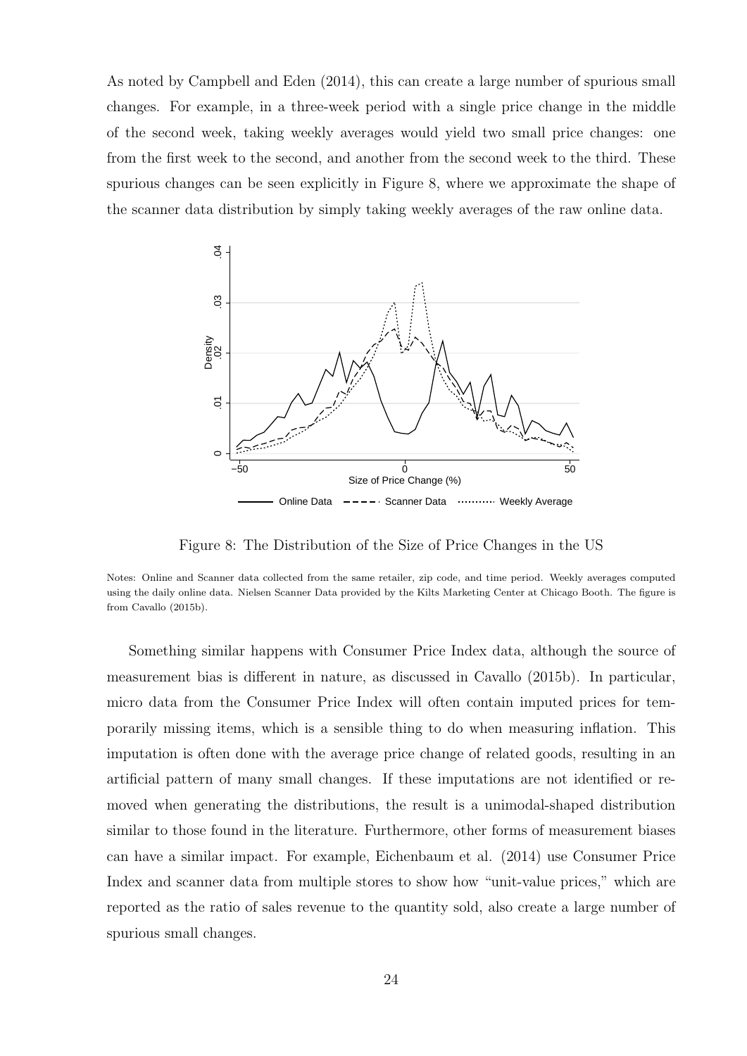As noted by Campbell and Eden (2014), this can create a large number of spurious small changes. For example, in a three-week period with a single price change in the middle of the second week, taking weekly averages would yield two small price changes: one from the first week to the second, and another from the second week to the third. These spurious changes can be seen explicitly in Figure 8, where we approximate the shape of the scanner data distribution by simply taking weekly averages of the raw online data.

Figure 8: The Distribution of the Size of Price Changes in the US

Notes: Online and Scanner data collected from the same retailer, zip code, and time period. Weekly averages computed using the daily online data. Nielsen Scanner Data provided by the Kilts Marketing Center at Chicago Booth. The figure is from Cavallo (2015b).

Something similar happens with Consumer Price Index data, although the source of measurement bias is different in nature, as discussed in Cavallo (2015b). In particular, micro data from the Consumer Price Index will often contain imputed prices for temporarily missing items, which is a sensible thing to do when measuring inflation. This imputation is often done with the average price change of related goods, resulting in an artificial pattern of many small changes. If these imputations are not identified or removed when generating the distributions, the result is a unimodal-shaped distribution similar to those found in the literature. Furthermore, other forms of measurement biases can have a similar impact. For example, Eichenbaum et al. (2014) use Consumer Price Index and scanner data from multiple stores to show how "unit-value prices," which are reported as the ratio of sales revenue to the quantity sold, also create a large number of spurious small changes.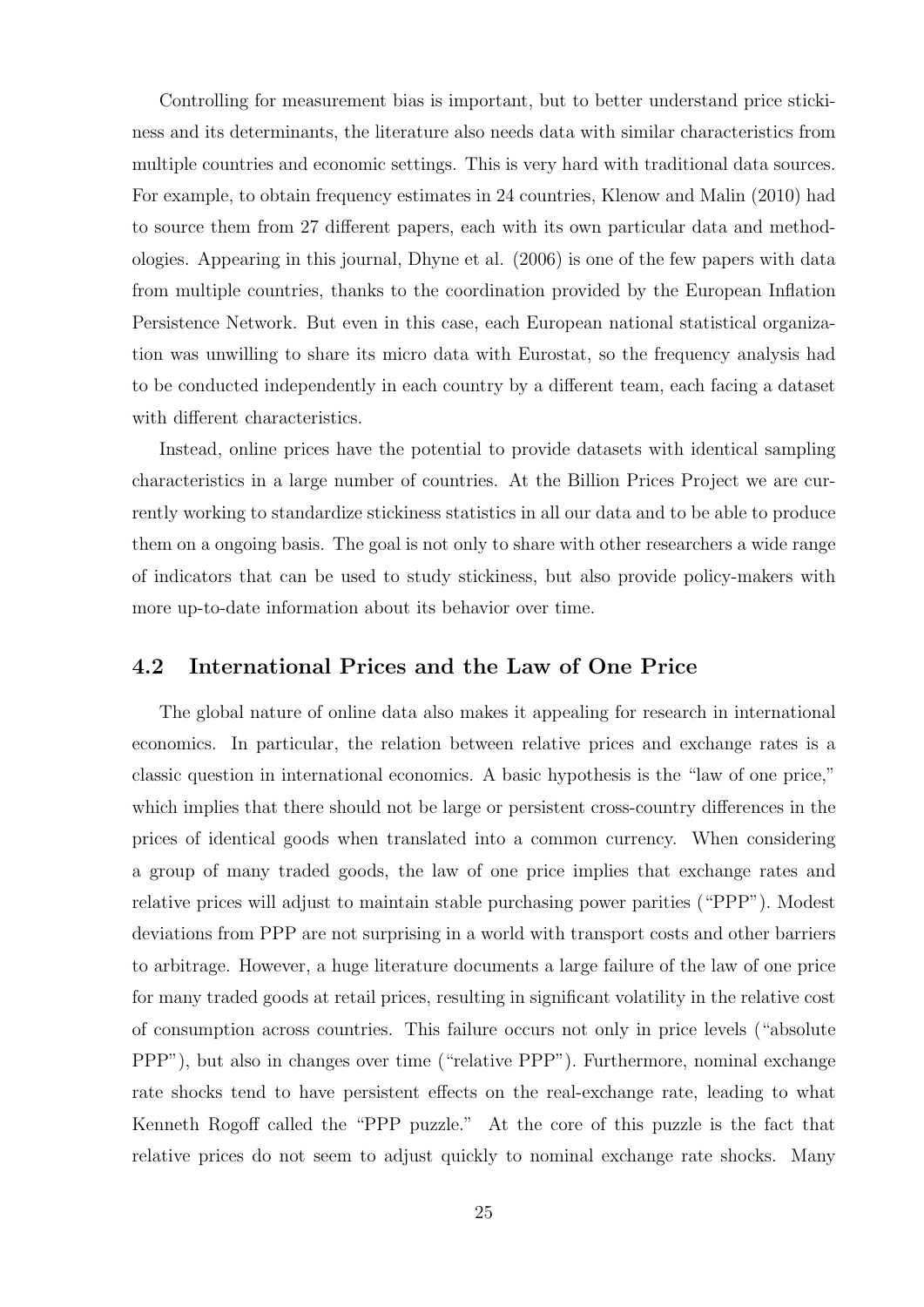Controlling for measurement bias is important, but to better understand price stickiness and its determinants, the literature also needs data with similar characteristics from multiple countries and economic settings. This is very hard with traditional data sources. For example, to obtain frequency estimates in 24 countries, Klenow and Malin (2010) had to source them from 27 different papers, each with its own particular data and methodologies. Appearing in this journal, Dhyne et al. (2006) is one of the few papers with data from multiple countries, thanks to the coordination provided by the European Inflation Persistence Network. But even in this case, each European national statistical organization was unwilling to share its micro data with Eurostat, so the frequency analysis had to be conducted independently in each country by a different team, each facing a dataset with different characteristics.

Instead, online prices have the potential to provide datasets with identical sampling characteristics in a large number of countries. At the Billion Prices Project we are currently working to standardize stickiness statistics in all our data and to be able to produce them on a ongoing basis. The goal is not only to share with other researchers a wide range of indicators that can be used to study stickiness, but also provide policy-makers with more up-to-date information about its behavior over time.

## 4.2 International Prices and the Law of One Price

The global nature of online data also makes it appealing for research in international economics. In particular, the relation between relative prices and exchange rates is a classic question in international economics. A basic hypothesis is the "law of one price," which implies that there should not be large or persistent cross-country differences in the prices of identical goods when translated into a common currency. When considering a group of many traded goods, the law of one price implies that exchange rates and relative prices will adjust to maintain stable purchasing power parities ("PPP"). Modest deviations from PPP are not surprising in a world with transport costs and other barriers to arbitrage. However, a huge literature documents a large failure of the law of one price for many traded goods at retail prices, resulting in significant volatility in the relative cost of consumption across countries. This failure occurs not only in price levels ("absolute PPP"), but also in changes over time ("relative PPP"). Furthermore, nominal exchange rate shocks tend to have persistent effects on the real-exchange rate, leading to what Kenneth Rogoff called the "PPP puzzle." At the core of this puzzle is the fact that relative prices do not seem to adjust quickly to nominal exchange rate shocks. Many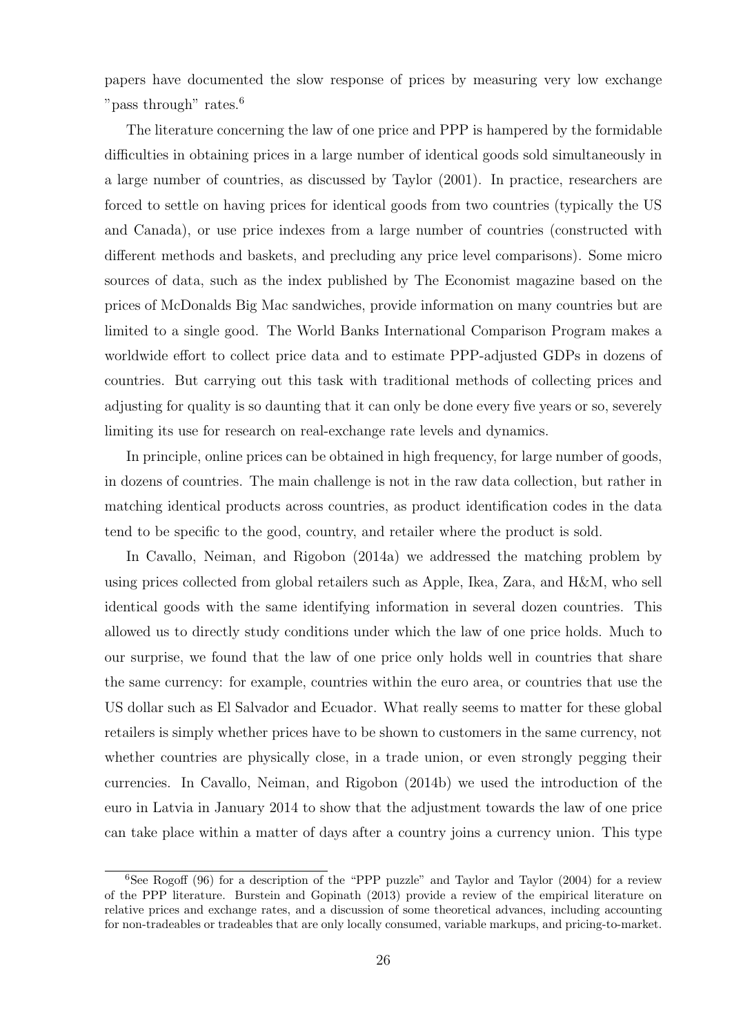papers have documented the slow response of prices by measuring very low exchange "pass through" rates.[6]

The literature concerning the law of one price and PPP is hampered by the formidable difficulties in obtaining prices in a large number of identical goods sold simultaneously in a large number of countries, as discussed by Taylor (2001). In practice, researchers are forced to settle on having prices for identical goods from two countries (typically the US and Canada), or use price indexes from a large number of countries (constructed with different methods and baskets, and precluding any price level comparisons). Some micro sources of data, such as the index published by The Economist magazine based on the prices of McDonalds Big Mac sandwiches, provide information on many countries but are limited to a single good. The World Banks International Comparison Program makes a worldwide effort to collect price data and to estimate PPP-adjusted GDPs in dozens of countries. But carrying out this task with traditional methods of collecting prices and adjusting for quality is so daunting that it can only be done every five years or so, severely limiting its use for research on real-exchange rate levels and dynamics.

In principle, online prices can be obtained in high frequency, for large number of goods, in dozens of countries. The main challenge is not in the raw data collection, but rather in matching identical products across countries, as product identification codes in the data tend to be specific to the good, country, and retailer where the product is sold.

In Cavallo, Neiman, and Rigobon (2014a) we addressed the matching problem by using prices collected from global retailers such as Apple, Ikea, Zara, and H&M, who sell identical goods with the same identifying information in several dozen countries. This allowed us to directly study conditions under which the law of one price holds. Much to our surprise, we found that the law of one price only holds well in countries that share the same currency: for example, countries within the euro area, or countries that use the US dollar such as El Salvador and Ecuador. What really seems to matter for these global retailers is simply whether prices have to be shown to customers in the same currency, not whether countries are physically close, in a trade union, or even strongly pegging their currencies. In Cavallo, Neiman, and Rigobon (2014b) we used the introduction of the euro in Latvia in January 2014 to show that the adjustment towards the law of one price can take place within a matter of days after a country joins a currency union. This type

[6]See Rogoff (96) for a description of the "PPP puzzle" and Taylor and Taylor (2004) for a review of the PPP literature. Burstein and Gopinath (2013) provide a review of the empirical literature on relative prices and exchange rates, and a discussion of some theoretical advances, including accounting for non-tradeables or tradeables that are only locally consumed, variable markups, and pricing-to-market.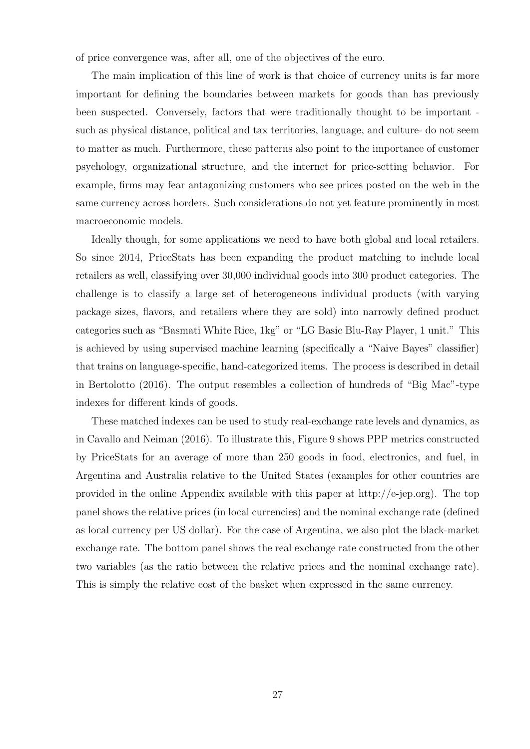of price convergence was, after all, one of the objectives of the euro.

The main implication of this line of work is that choice of currency units is far more important for defining the boundaries between markets for goods than has previously been suspected. Conversely, factors that were traditionally thought to be important - such as physical distance, political and tax territories, language, and culture- do not seem to matter as much. Furthermore, these patterns also point to the importance of customer psychology, organizational structure, and the internet for price-setting behavior. For example, firms may fear antagonizing customers who see prices posted on the web in the same currency across borders. Such considerations do not yet feature prominently in most macroeconomic models.

Ideally though, for some applications we need to have both global and local retailers. So since 2014, PriceStats has been expanding the product matching to include local retailers as well, classifying over 30,000 individual goods into 300 product categories. The challenge is to classify a large set of heterogeneous individual products (with varying package sizes, flavors, and retailers where they are sold) into narrowly defined product categories such as "Basmati White Rice, 1kg" or "LG Basic Blu-Ray Player, 1 unit." This is achieved by using supervised machine learning (specifically a "Naive Bayes" classifier) that trains on language-specific, hand-categorized items. The process is described in detail in Bertolotto (2016). The output resembles a collection of hundreds of "Big Mac"-type indexes for different kinds of goods.

These matched indexes can be used to study real-exchange rate levels and dynamics, as in Cavallo and Neiman (2016). To illustrate this, Figure 9 shows PPP metrics constructed by PriceStats for an average of more than 250 goods in food, electronics, and fuel, in Argentina and Australia relative to the United States (examples for other countries are provided in the online Appendix available with this paper at http://e-jep.org). The top panel shows the relative prices (in local currencies) and the nominal exchange rate (defined as local currency per US dollar). For the case of Argentina, we also plot the black-market exchange rate. The bottom panel shows the real exchange rate constructed from the other two variables (as the ratio between the relative prices and the nominal exchange rate). This is simply the relative cost of the basket when expressed in the same currency.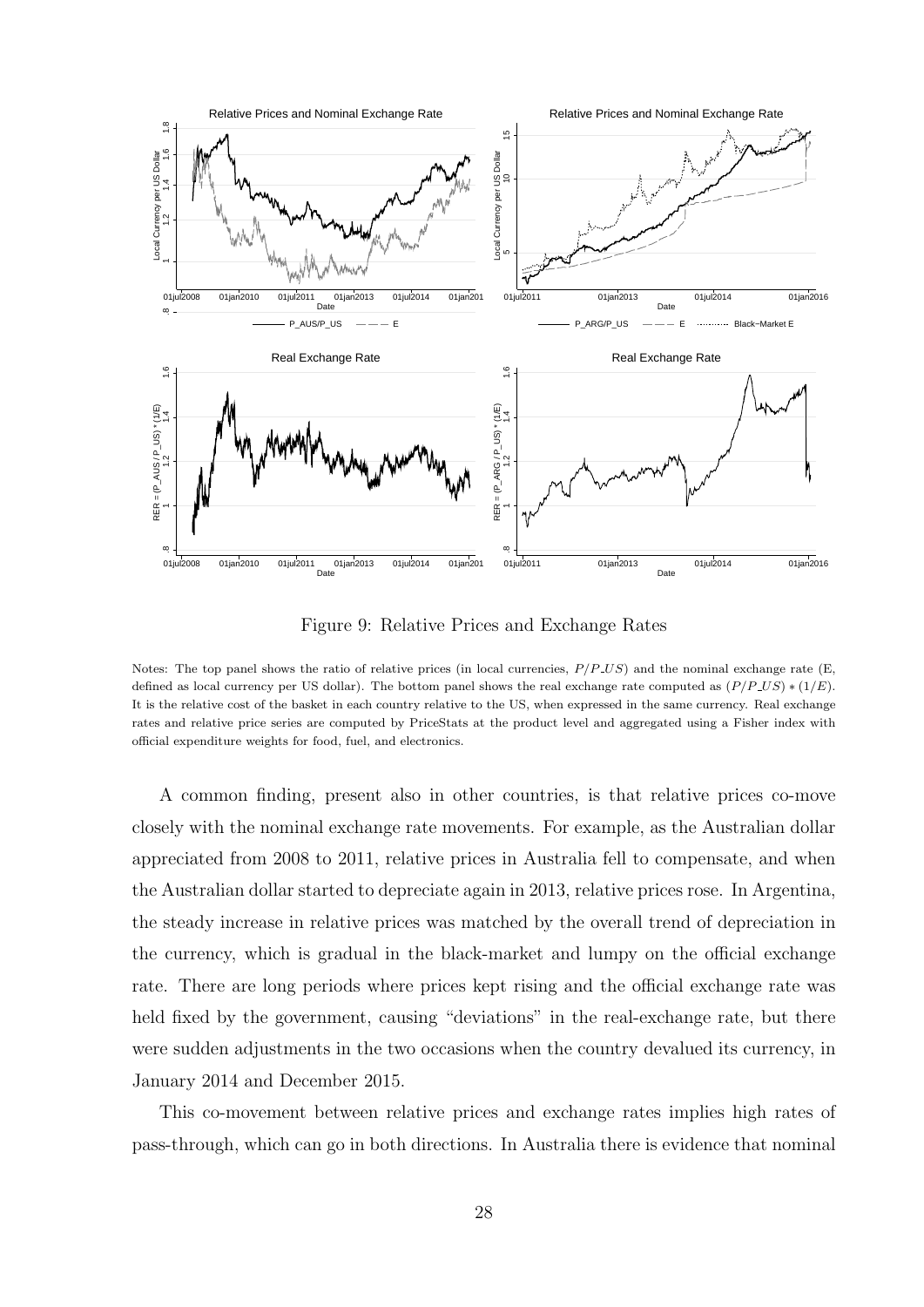Figure 9: Relative Prices and Exchange Rates

Notes: The top panel shows the ratio of relative prices (in local currencies, $P/P\_US$) and the nominal exchange rate (E, defined as local currency per US dollar). The bottom panel shows the real exchange rate computed as $(P/P\_US) * (1/E)$. It is the relative cost of the basket in each country relative to the US, when expressed in the same currency. Real exchange rates and relative price series are computed by PriceStats at the product level and aggregated using a Fisher index with official expenditure weights for food, fuel, and electronics.

A common finding, present also in other countries, is that relative prices co-move closely with the nominal exchange rate movements. For example, as the Australian dollar appreciated from 2008 to 2011, relative prices in Australia fell to compensate, and when the Australian dollar started to depreciate again in 2013, relative prices rose. In Argentina, the steady increase in relative prices was matched by the overall trend of depreciation in the currency, which is gradual in the black-market and lumpy on the official exchange rate. There are long periods where prices kept rising and the official exchange rate was held fixed by the government, causing "deviations" in the real-exchange rate, but there were sudden adjustments in the two occasions when the country devalued its currency, in January 2014 and December 2015.

This co-movement between relative prices and exchange rates implies high rates of pass-through, which can go in both directions. In Australia there is evidence that nominal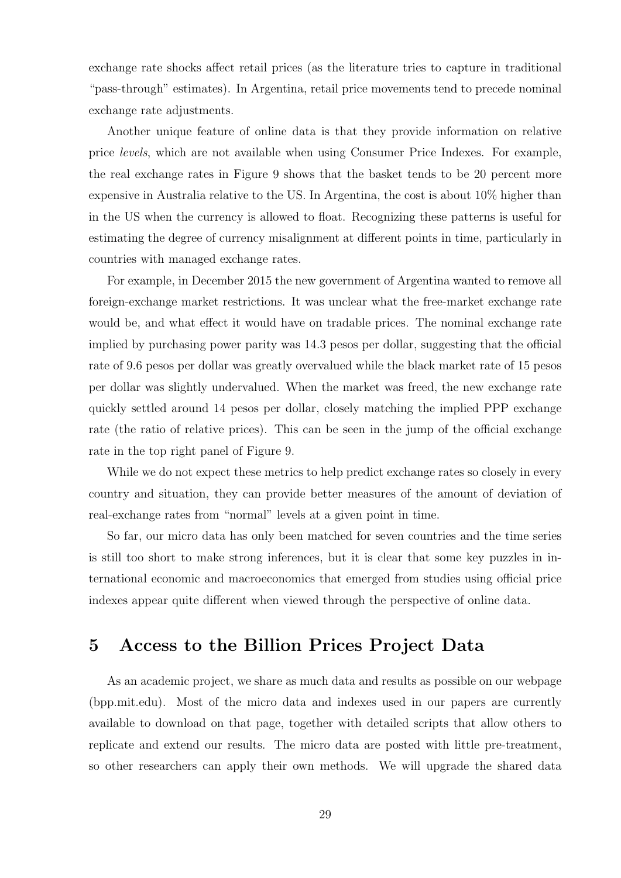exchange rate shocks affect retail prices (as the literature tries to capture in traditional "pass-through" estimates). In Argentina, retail price movements tend to precede nominal exchange rate adjustments.

Another unique feature of online data is that they provide information on relative price *levels*, which are not available when using Consumer Price Indexes. For example, the real exchange rates in Figure 9 shows that the basket tends to be 20 percent more expensive in Australia relative to the US. In Argentina, the cost is about 10% higher than in the US when the currency is allowed to float. Recognizing these patterns is useful for estimating the degree of currency misalignment at different points in time, particularly in countries with managed exchange rates.

For example, in December 2015 the new government of Argentina wanted to remove all foreign-exchange market restrictions. It was unclear what the free-market exchange rate would be, and what effect it would have on tradable prices. The nominal exchange rate implied by purchasing power parity was 14.3 pesos per dollar, suggesting that the official rate of 9.6 pesos per dollar was greatly overvalued while the black market rate of 15 pesos per dollar was slightly undervalued. When the market was freed, the new exchange rate quickly settled around 14 pesos per dollar, closely matching the implied PPP exchange rate (the ratio of relative prices). This can be seen in the jump of the official exchange rate in the top right panel of Figure 9.

While we do not expect these metrics to help predict exchange rates so closely in every country and situation, they can provide better measures of the amount of deviation of real-exchange rates from "normal" levels at a given point in time.

So far, our micro data has only been matched for seven countries and the time series is still too short to make strong inferences, but it is clear that some key puzzles in international economic and macroeconomics that emerged from studies using official price indexes appear quite different when viewed through the perspective of online data.

## 5 Access to the Billion Prices Project Data

As an academic project, we share as much data and results as possible on our webpage (bpp.mit.edu). Most of the micro data and indexes used in our papers are currently available to download on that page, together with detailed scripts that allow others to replicate and extend our results. The micro data are posted with little pre-treatment, so other researchers can apply their own methods. We will upgrade the shared data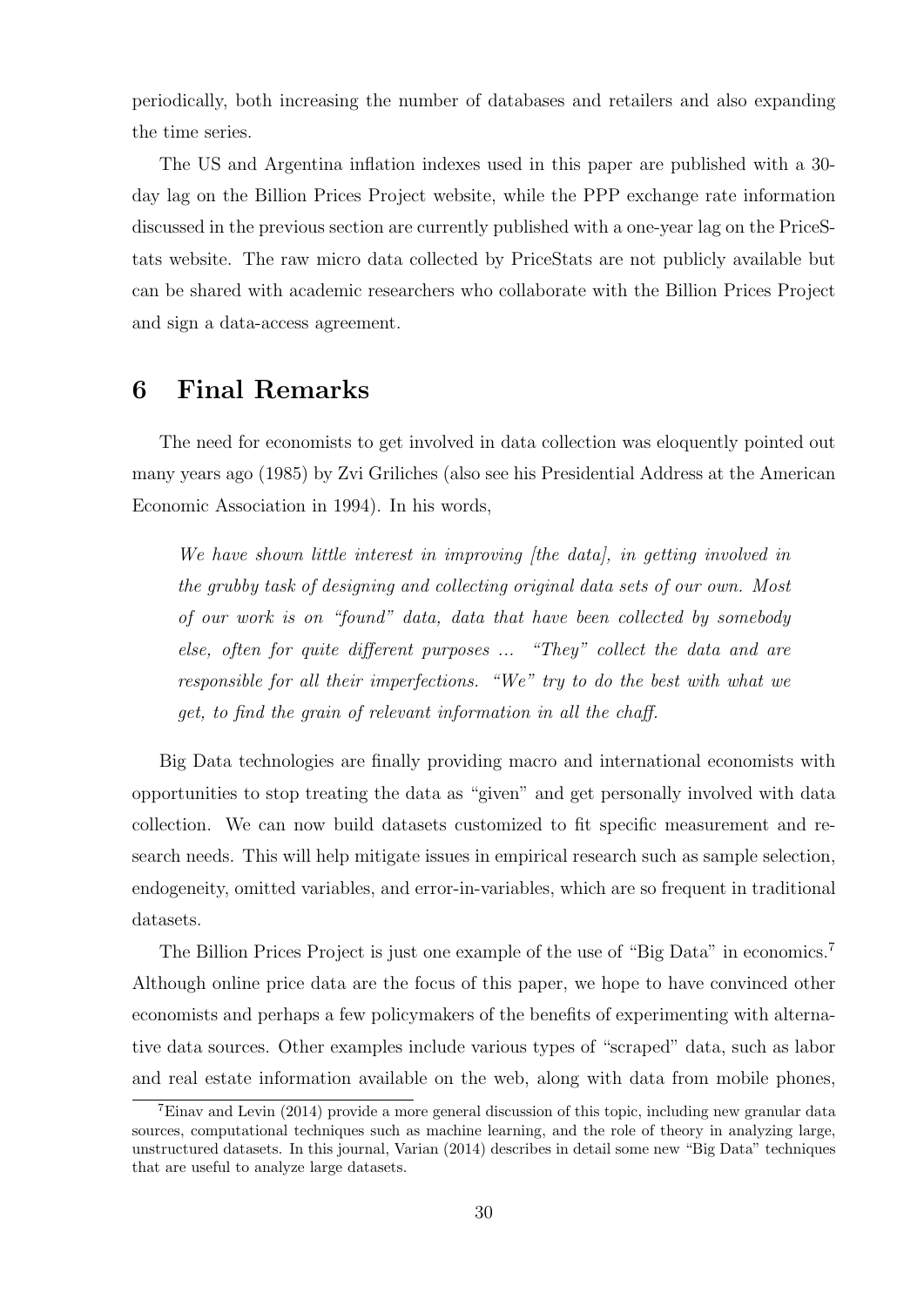periodically, both increasing the number of databases and retailers and also expanding the time series.

The US and Argentina inflation indexes used in this paper are published with a 30-day lag on the Billion Prices Project website, while the PPP exchange rate information discussed in the previous section are currently published with a one-year lag on the PriceStats website. The raw micro data collected by PriceStats are not publicly available but can be shared with academic researchers who collaborate with the Billion Prices Project and sign a data-access agreement.

## 6 Final Remarks

The need for economists to get involved in data collection was eloquently pointed out many years ago (1985) by Zvi Griliches (also see his Presidential Address at the American Economic Association in 1994). In his words,

> *We have shown little interest in improving [the data], in getting involved in the grubby task of designing and collecting original data sets of our own. Most of our work is on "found" data, data that have been collected by somebody else, often for quite different purposes ... "They" collect the data and are responsible for all their imperfections. "We" try to do the best with what we get, to find the grain of relevant information in all the chaff.*

Big Data technologies are finally providing macro and international economists with opportunities to stop treating the data as "given" and get personally involved with data collection. We can now build datasets customized to fit specific measurement and research needs. This will help mitigate issues in empirical research such as sample selection, endogeneity, omitted variables, and error-in-variables, which are so frequent in traditional datasets.

The Billion Prices Project is just one example of the use of "Big Data" in economics.[7] Although online price data are the focus of this paper, we hope to have convinced other economists and perhaps a few policymakers of the benefits of experimenting with alternative data sources. Other examples include various types of "scraped" data, such as labor and real estate information available on the web, along with data from mobile phones,

[7] Einav and Levin (2014) provide a more general discussion of this topic, including new granular data sources, computational techniques such as machine learning, and the role of theory in analyzing large, unstructured datasets. In this journal, Varian (2014) describes in detail some new "Big Data" techniques that are useful to analyze large datasets.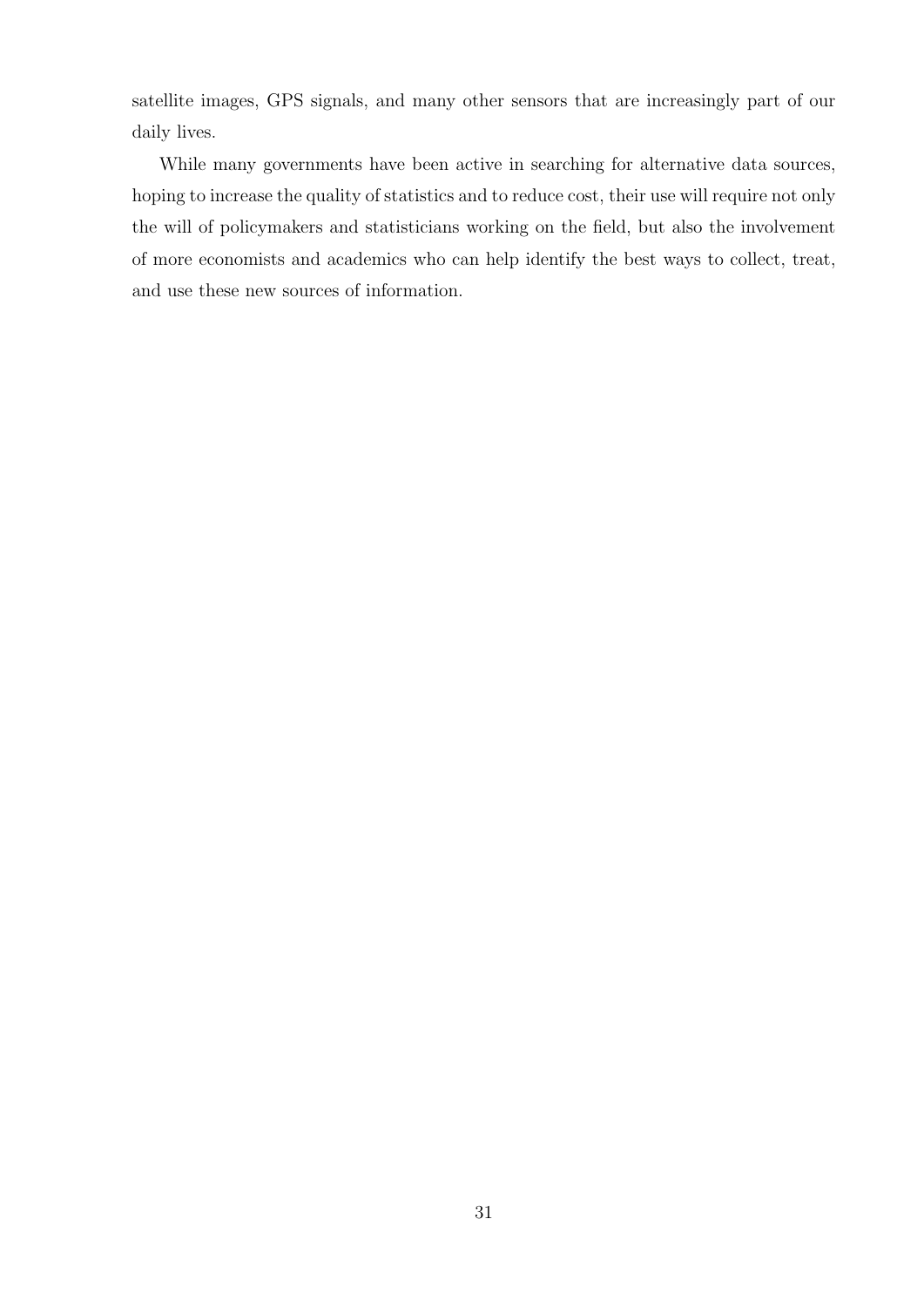satellite images, GPS signals, and many other sensors that are increasingly part of our daily lives.

While many governments have been active in searching for alternative data sources, hoping to increase the quality of statistics and to reduce cost, their use will require not only the will of policymakers and statisticians working on the field, but also the involvement of more economists and academics who can help identify the best ways to collect, treat, and use these new sources of information.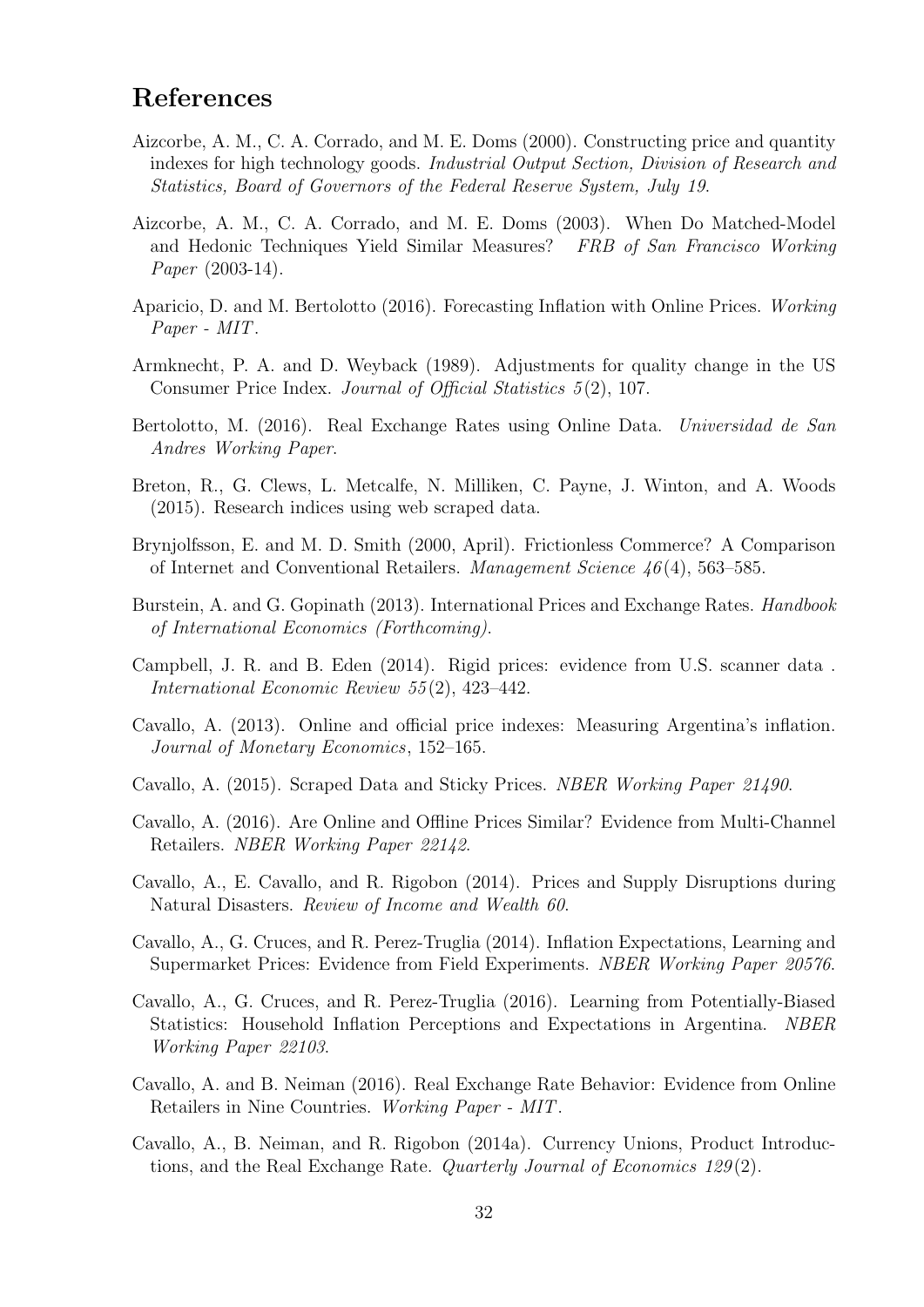# References

Aizcorbe, A. M., C. A. Corrado, and M. E. Doms (2000). Constructing price and quantity indexes for high technology goods. *Industrial Output Section, Division of Research and Statistics, Board of Governors of the Federal Reserve System, July 19*.

Aizcorbe, A. M., C. A. Corrado, and M. E. Doms (2003). When Do Matched-Model and Hedonic Techniques Yield Similar Measures? *FRB of San Francisco Working Paper* (2003-14).

Aparicio, D. and M. Bertolotto (2016). Forecasting Inflation with Online Prices. *Working Paper - MIT*.

Armknecht, P. A. and D. Weyback (1989). Adjustments for quality change in the US Consumer Price Index. *Journal of Official Statistics 5*(2), 107.

Bertolotto, M. (2016). Real Exchange Rates using Online Data. *Universidad de San Andres Working Paper*.

Breton, R., G. Clews, L. Metcalfe, N. Milliken, C. Payne, J. Winton, and A. Woods (2015). Research indices using web scraped data.

Brynjolfsson, E. and M. D. Smith (2000, April). Frictionless Commerce? A Comparison of Internet and Conventional Retailers. *Management Science 46*(4), 563–585.

Burstein, A. and G. Gopinath (2013). International Prices and Exchange Rates. *Handbook of International Economics (Forthcoming)*.

Campbell, J. R. and B. Eden (2014). Rigid prices: evidence from U.S. scanner data . *International Economic Review 55*(2), 423–442.

Cavallo, A. (2013). Online and official price indexes: Measuring Argentina's inflation. *Journal of Monetary Economics*, 152–165.

Cavallo, A. (2015). Scraped Data and Sticky Prices. *NBER Working Paper 21490*.

Cavallo, A. (2016). Are Online and Offline Prices Similar? Evidence from Multi-Channel Retailers. *NBER Working Paper 22142*.

Cavallo, A., E. Cavallo, and R. Rigobon (2014). Prices and Supply Disruptions during Natural Disasters. *Review of Income and Wealth 60*.

Cavallo, A., G. Cruces, and R. Perez-Truglia (2014). Inflation Expectations, Learning and Supermarket Prices: Evidence from Field Experiments. *NBER Working Paper 20576*.

Cavallo, A., G. Cruces, and R. Perez-Truglia (2016). Learning from Potentially-Biased Statistics: Household Inflation Perceptions and Expectations in Argentina. *NBER Working Paper 22103*.

Cavallo, A. and B. Neiman (2016). Real Exchange Rate Behavior: Evidence from Online Retailers in Nine Countries. *Working Paper - MIT*.

Cavallo, A., B. Neiman, and R. Rigobon (2014a). Currency Unions, Product Introductions, and the Real Exchange Rate. *Quarterly Journal of Economics 129*(2).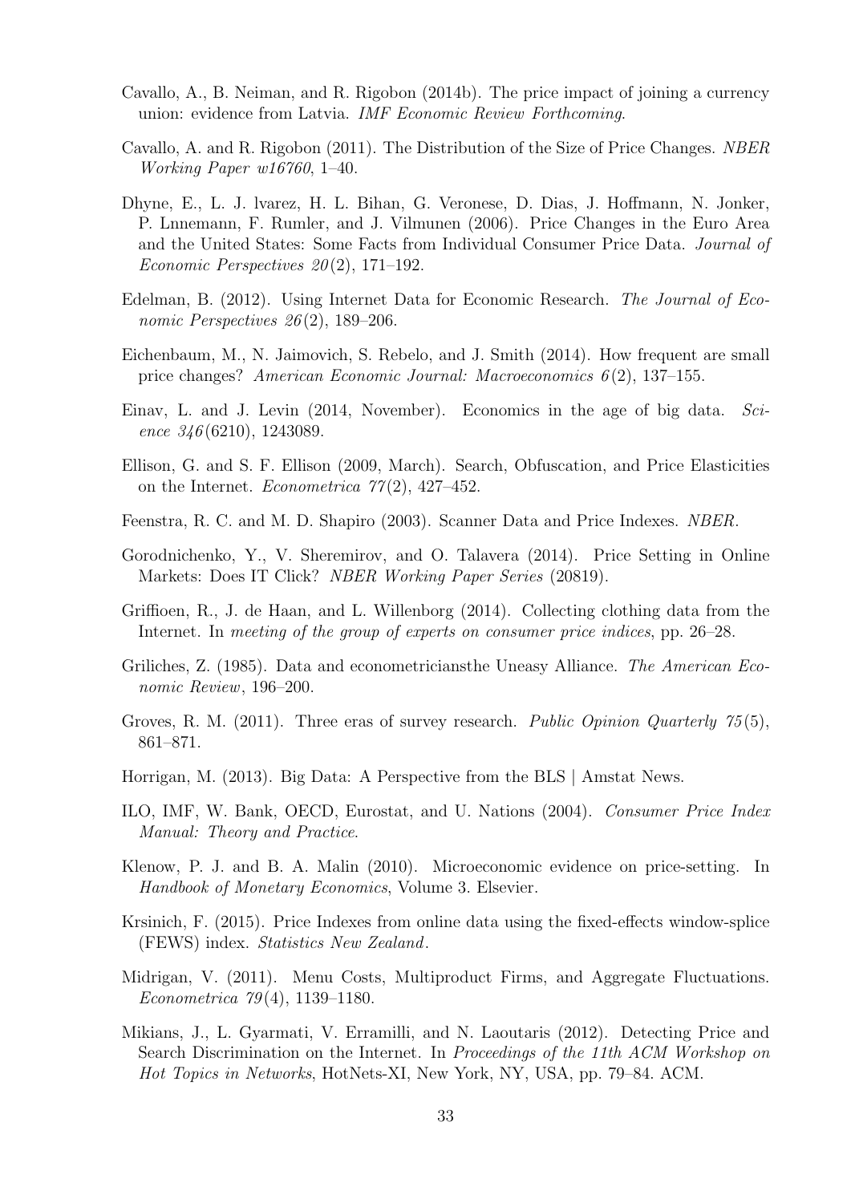Cavallo, A., B. Neiman, and R. Rigobon (2014b). The price impact of joining a currency union: evidence from Latvia. *IMF Economic Review Forthcoming*.

Cavallo, A. and R. Rigobon (2011). The Distribution of the Size of Price Changes. *NBER Working Paper w16760*, 1–40.

Dhyne, E., L. J. lvarez, H. L. Bihan, G. Veronese, D. Dias, J. Hoffmann, N. Jonker, P. Lnnemann, F. Rumler, and J. Vilmunen (2006). Price Changes in the Euro Area and the United States: Some Facts from Individual Consumer Price Data. *Journal of Economic Perspectives 20*(2), 171–192.

Edelman, B. (2012). Using Internet Data for Economic Research. *The Journal of Economic Perspectives 26*(2), 189–206.

Eichenbaum, M., N. Jaimovich, S. Rebelo, and J. Smith (2014). How frequent are small price changes? *American Economic Journal: Macroeconomics 6*(2), 137–155.

Einav, L. and J. Levin (2014, November). Economics in the age of big data. *Science 346*(6210), 1243089.

Ellison, G. and S. F. Ellison (2009, March). Search, Obfuscation, and Price Elasticities on the Internet. *Econometrica 77*(2), 427–452.

Feenstra, R. C. and M. D. Shapiro (2003). Scanner Data and Price Indexes. *NBER*.

Gorodnichenko, Y., V. Sheremirov, and O. Talavera (2014). Price Setting in Online Markets: Does IT Click? *NBER Working Paper Series* (20819).

Griffioen, R., J. de Haan, and L. Willenborg (2014). Collecting clothing data from the Internet. In *meeting of the group of experts on consumer price indices*, pp. 26–28.

Griliches, Z. (1985). Data and econometriciansthe Uneasy Alliance. *The American Economic Review*, 196–200.

Groves, R. M. (2011). Three eras of survey research. *Public Opinion Quarterly 75*(5), 861–871.

Horrigan, M. (2013). Big Data: A Perspective from the BLS | Amstat News.

ILO, IMF, W. Bank, OECD, Eurostat, and U. Nations (2004). *Consumer Price Index Manual: Theory and Practice*.

Klenow, P. J. and B. A. Malin (2010). Microeconomic evidence on price-setting. In *Handbook of Monetary Economics*, Volume 3. Elsevier.

Krsinich, F. (2015). Price Indexes from online data using the fixed-effects window-splice (FEWS) index. *Statistics New Zealand*.

Midrigan, V. (2011). Menu Costs, Multiproduct Firms, and Aggregate Fluctuations. *Econometrica 79*(4), 1139–1180.

Mikians, J., L. Gyarmati, V. Erramilli, and N. Laoutaris (2012). Detecting Price and Search Discrimination on the Internet. In *Proceedings of the 11th ACM Workshop on Hot Topics in Networks*, HotNets-XI, New York, NY, USA, pp. 79–84. ACM.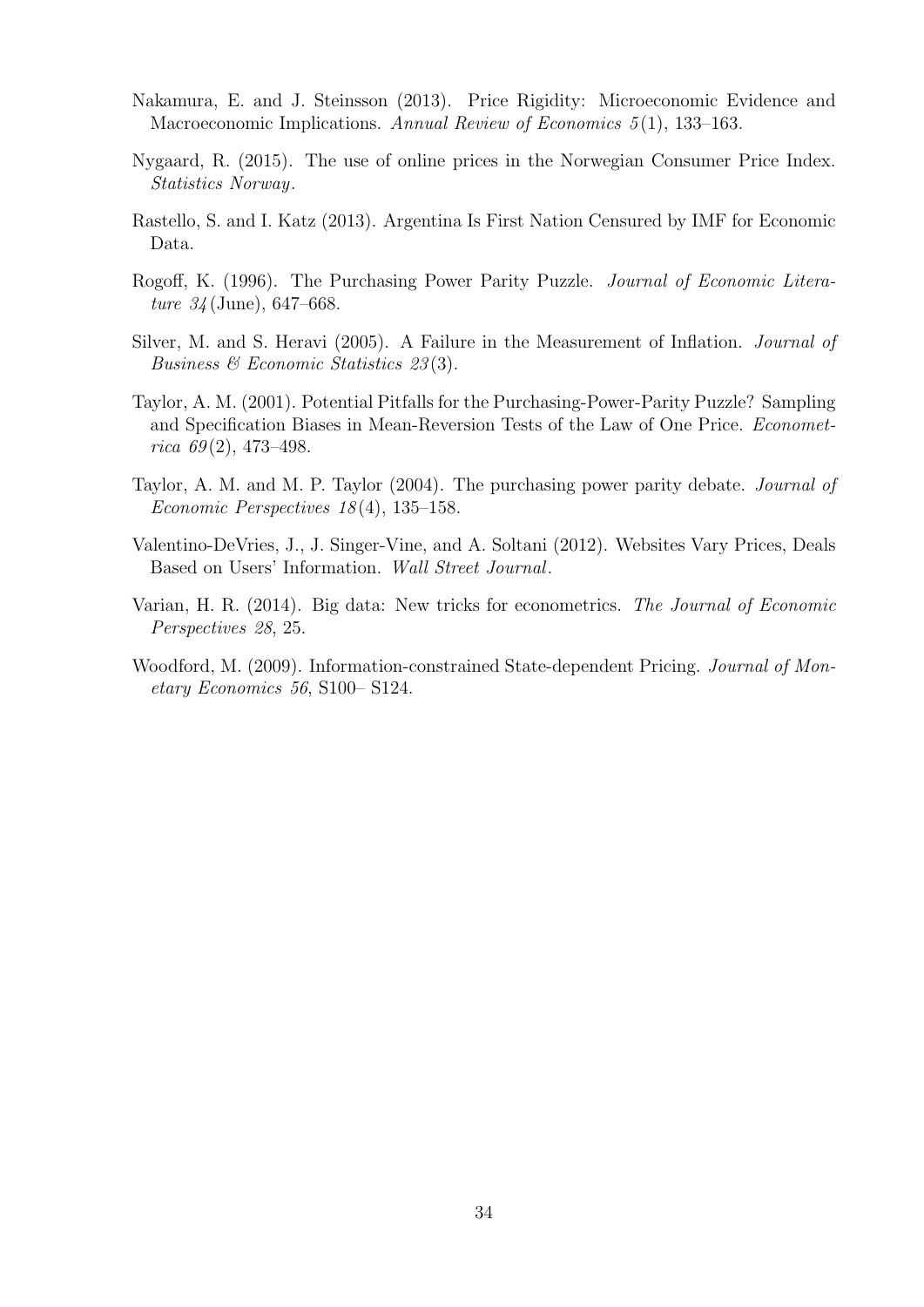Nakamura, E. and J. Steinsson (2013). Price Rigidity: Microeconomic Evidence and Macroeconomic Implications. *Annual Review of Economics 5*(1), 133–163.

Nygaard, R. (2015). The use of online prices in the Norwegian Consumer Price Index. *Statistics Norway*.

Rastello, S. and I. Katz (2013). Argentina Is First Nation Censured by IMF for Economic Data.

Rogoff, K. (1996). The Purchasing Power Parity Puzzle. *Journal of Economic Literature 34*(June), 647–668.

Silver, M. and S. Heravi (2005). A Failure in the Measurement of Inflation. *Journal of Business & Economic Statistics 23*(3).

Taylor, A. M. (2001). Potential Pitfalls for the Purchasing-Power-Parity Puzzle? Sampling and Specification Biases in Mean-Reversion Tests of the Law of One Price. *Econometrica 69*(2), 473–498.

Taylor, A. M. and M. P. Taylor (2004). The purchasing power parity debate. *Journal of Economic Perspectives 18*(4), 135–158.

Valentino-DeVries, J., J. Singer-Vine, and A. Soltani (2012). Websites Vary Prices, Deals Based on Users' Information. *Wall Street Journal*.

Varian, H. R. (2014). Big data: New tricks for econometrics. *The Journal of Economic Perspectives 28*, 25.

Woodford, M. (2009). Information-constrained State-dependent Pricing. *Journal of Monetary Economics 56*, S100– S124.